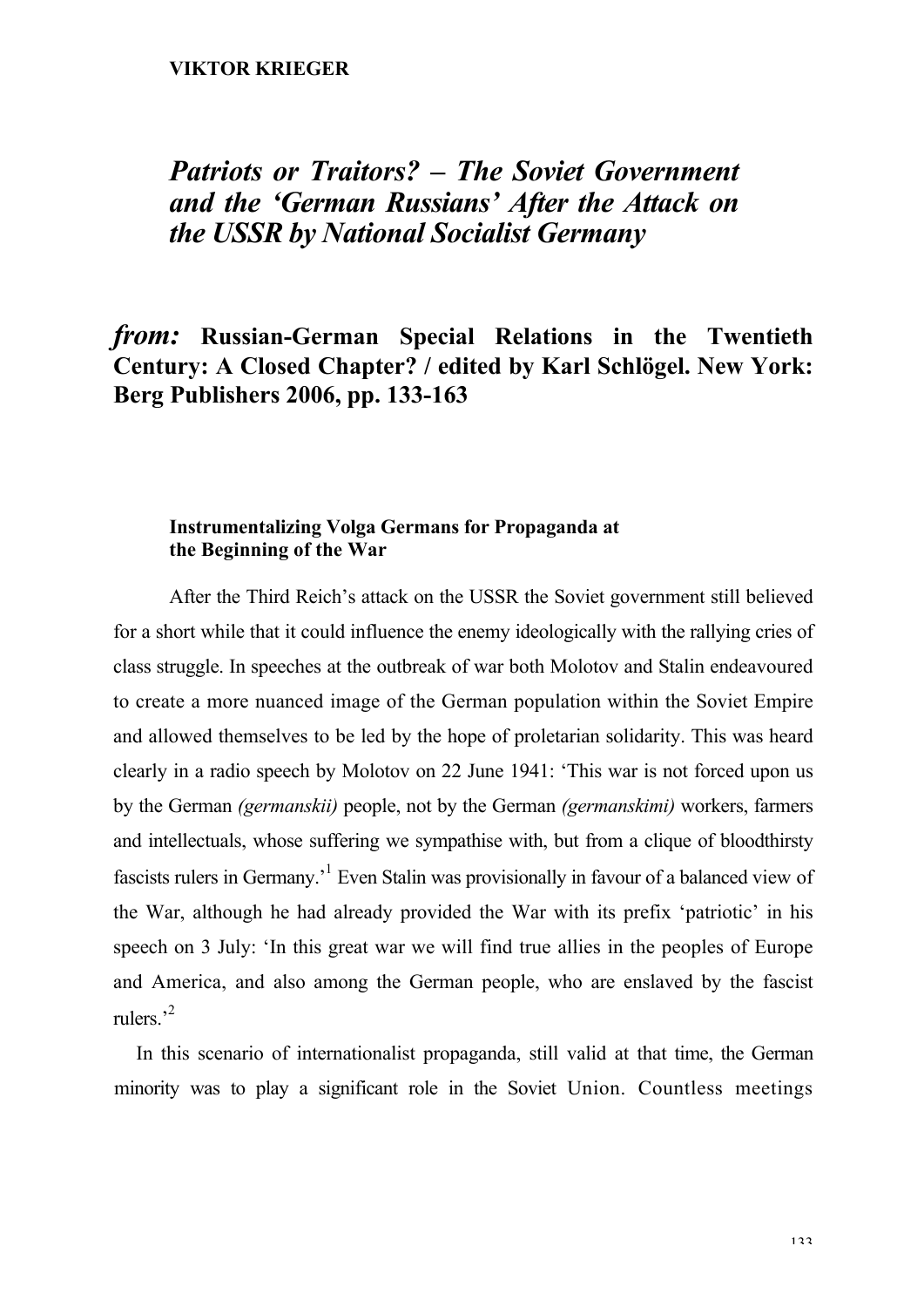**VIKTOR KRIEGER**

# *Patriots or Traitors? – The Soviet Government and the 'German Russians' After the Attack on the USSR by National Socialist Germany*

## *from:* **Russian-German Special Relations in the Twentieth Century: A Closed Chapter? / edited by Karl Schlögel. New York: Berg Publishers 2006, pp. 133-163**

### Instrumentalizing Volga Germans for Propaganda at the Beginning of the War

After the Third Reich's attack on the USSR the Soviet government still believed for a short while that it could influence the enemy ideologically with the rallying cries of class struggle. In speeches at the outbreak of war both Molotov and Stalin endeavoured to create a more nuanced image of the German population within the Soviet Empire and allowed themselves to be led by the hope of proletarian solidarity. This was heard clearly in a radio speech by Molotov on 22 June 1941: 'This war is not forced upon us by the German *(germanskii)* people, not by the German *(germanskimi)* workers, farmers and intellectuals, whose suffering we sympathise with, but from a clique of bloodthirsty fascists rulers in Germany.'[1] Even Stalin was provisionally in favour of a balanced view of the War, although he had already provided the War with its prefix 'patriotic' in his speech on 3 July: 'In this great war we will find true allies in the peoples of Europe and America, and also among the German people, who are enslaved by the fascist rulers.'[2]

In this scenario of internationalist propaganda, still valid at that time, the German minority was to play a significant role in the Soviet Union. Countless meetings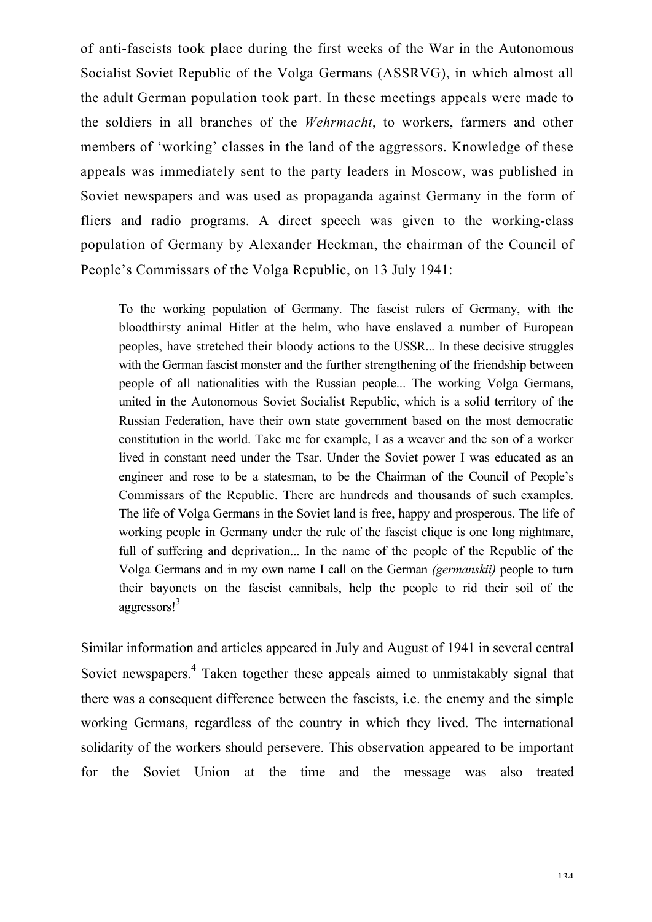of anti-fascists took place during the first weeks of the War in the Autonomous Socialist Soviet Republic of the Volga Germans (ASSRVG), in which almost all the adult German population took part. In these meetings appeals were made to the soldiers in all branches of the *Wehrmacht*, to workers, farmers and other members of 'working' classes in the land of the aggressors. Knowledge of these appeals was immediately sent to the party leaders in Moscow, was published in Soviet newspapers and was used as propaganda against Germany in the form of fliers and radio programs. A direct speech was given to the working-class population of Germany by Alexander Heckman, the chairman of the Council of People's Commissars of the Volga Republic, on 13 July 1941:

> To the working population of Germany. The fascist rulers of Germany, with the bloodthirsty animal Hitler at the helm, who have enslaved a number of European peoples, have stretched their bloody actions to the USSR... In these decisive struggles with the German fascist monster and the further strengthening of the friendship between people of all nationalities with the Russian people... The working Volga Germans, united in the Autonomous Soviet Socialist Republic, which is a solid territory of the Russian Federation, have their own state government based on the most democratic constitution in the world. Take me for example, I as a weaver and the son of a worker lived in constant need under the Tsar. Under the Soviet power I was educated as an engineer and rose to be a statesman, to be the Chairman of the Council of People's Commissars of the Republic. There are hundreds and thousands of such examples. The life of Volga Germans in the Soviet land is free, happy and prosperous. The life of working people in Germany under the rule of the fascist clique is one long nightmare, full of suffering and deprivation... In the name of the people of the Republic of the Volga Germans and in my own name I call on the German *(germanskii)* people to turn their bayonets on the fascist cannibals, help the people to rid their soil of the aggressors![3]

Similar information and articles appeared in July and August of 1941 in several central Soviet newspapers.[4] Taken together these appeals aimed to unmistakably signal that there was a consequent difference between the fascists, i.e. the enemy and the simple working Germans, regardless of the country in which they lived. The international solidarity of the workers should persevere. This observation appeared to be important for the Soviet Union at the time and the message was also treated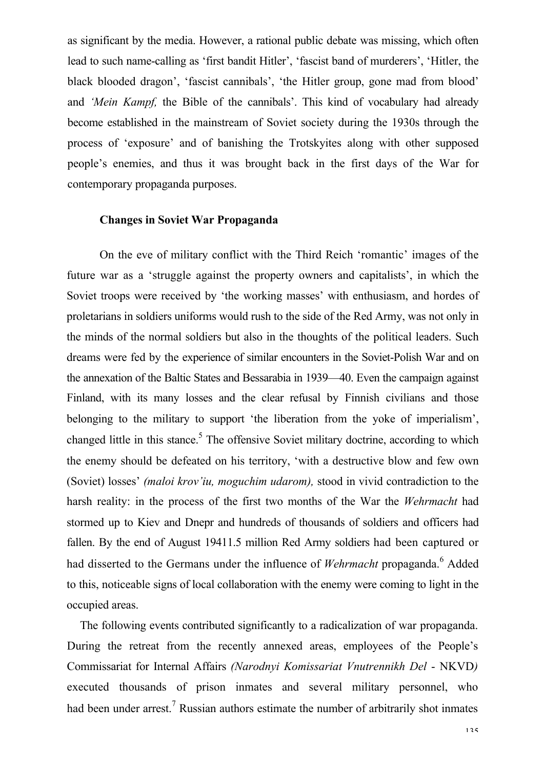as significant by the media. However, a rational public debate was missing, which often lead to such name-calling as 'first bandit Hitler', 'fascist band of murderers', 'Hitler, the black blooded dragon', 'fascist cannibals', 'the Hitler group, gone mad from blood' and *'Mein Kampf,* the Bible of the cannibals'. This kind of vocabulary had already become established in the mainstream of Soviet society during the 1930s through the process of 'exposure' and of banishing the Trotskyites along with other supposed people's enemies, and thus it was brought back in the first days of the War for contemporary propaganda purposes.

### Changes in Soviet War Propaganda

On the eve of military conflict with the Third Reich 'romantic' images of the future war as a 'struggle against the property owners and capitalists', in which the Soviet troops were received by 'the working masses' with enthusiasm, and hordes of proletarians in soldiers uniforms would rush to the side of the Red Army, was not only in the minds of the normal soldiers but also in the thoughts of the political leaders. Such dreams were fed by the experience of similar encounters in the Soviet-Polish War and on the annexation of the Baltic States and Bessarabia in 1939—40. Even the campaign against Finland, with its many losses and the clear refusal by Finnish civilians and those belonging to the military to support 'the liberation from the yoke of imperialism', changed little in this stance.[5] The offensive Soviet military doctrine, according to which the enemy should be defeated on his territory, 'with a destructive blow and few own (Soviet) losses' *(maloi krov'iu, moguchim udarom),* stood in vivid contradiction to the harsh reality: in the process of the first two months of the War the *Wehrmacht* had stormed up to Kiev and Dnepr and hundreds of thousands of soldiers and officers had fallen. By the end of August 19411.5 million Red Army soldiers had been captured or had disserted to the Germans under the influence of *Wehrmacht* propaganda.[6] Added to this, noticeable signs of local collaboration with the enemy were coming to light in the occupied areas.

The following events contributed significantly to a radicalization of war propaganda. During the retreat from the recently annexed areas, employees of the People's Commissariat for Internal Affairs *(Narodnyi Komissariat Vnutrennikh Del* - NKVD*)* executed thousands of prison inmates and several military personnel, who had been under arrest.[7] Russian authors estimate the number of arbitrarily shot inmates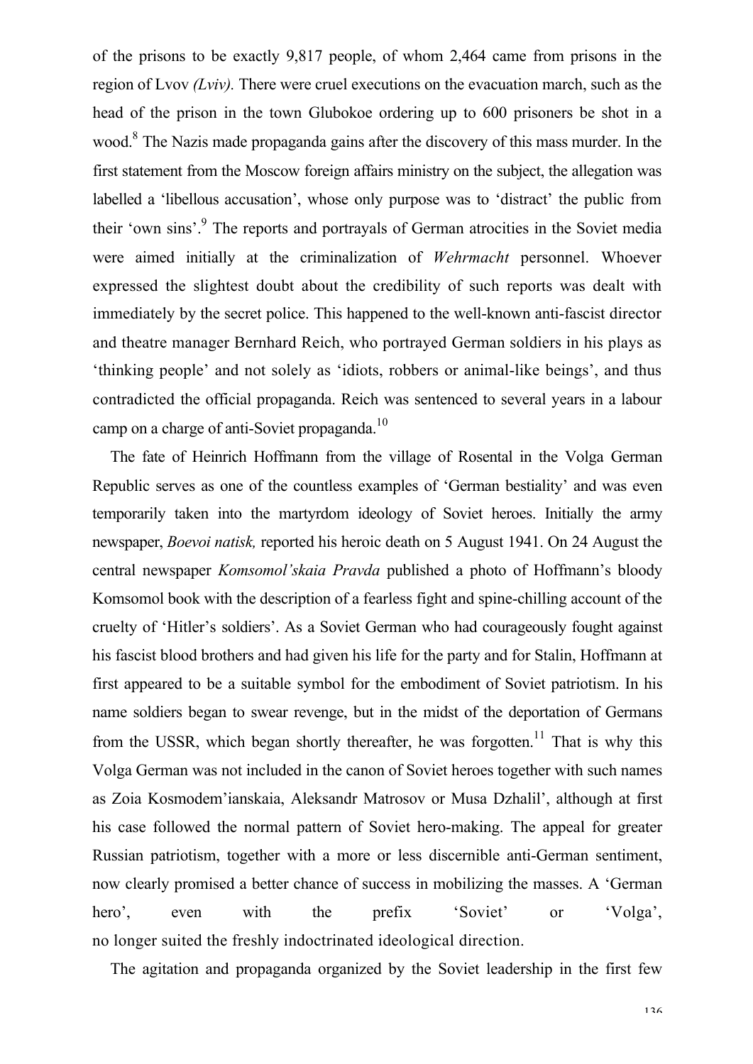of the prisons to be exactly 9,817 people, of whom 2,464 came from prisons in the region of Lvov *(Lviv).* There were cruel executions on the evacuation march, such as the head of the prison in the town Glubokoe ordering up to 600 prisoners be shot in a wood.[8] The Nazis made propaganda gains after the discovery of this mass murder. In the first statement from the Moscow foreign affairs ministry on the subject, the allegation was labelled a 'libellous accusation', whose only purpose was to 'distract' the public from their 'own sins'.[9] The reports and portrayals of German atrocities in the Soviet media were aimed initially at the criminalization of *Wehrmacht* personnel. Whoever expressed the slightest doubt about the credibility of such reports was dealt with immediately by the secret police. This happened to the well-known anti-fascist director and theatre manager Bernhard Reich, who portrayed German soldiers in his plays as 'thinking people' and not solely as 'idiots, robbers or animal-like beings', and thus contradicted the official propaganda. Reich was sentenced to several years in a labour camp on a charge of anti-Soviet propaganda.[10]

The fate of Heinrich Hoffmann from the village of Rosental in the Volga German Republic serves as one of the countless examples of 'German bestiality' and was even temporarily taken into the martyrdom ideology of Soviet heroes. Initially the army newspaper, *Boevoi natisk,* reported his heroic death on 5 August 1941. On 24 August the central newspaper *Komsomol'skaia Pravda* published a photo of Hoffmann's bloody Komsomol book with the description of a fearless fight and spine-chilling account of the cruelty of 'Hitler's soldiers'. As a Soviet German who had courageously fought against his fascist blood brothers and had given his life for the party and for Stalin, Hoffmann at first appeared to be a suitable symbol for the embodiment of Soviet patriotism. In his name soldiers began to swear revenge, but in the midst of the deportation of Germans from the USSR, which began shortly thereafter, he was forgotten.[11] That is why this Volga German was not included in the canon of Soviet heroes together with such names as Zoia Kosmodem'ianskaia, Aleksandr Matrosov or Musa Dzhalil', although at first his case followed the normal pattern of Soviet hero-making. The appeal for greater Russian patriotism, together with a more or less discernible anti-German sentiment, now clearly promised a better chance of success in mobilizing the masses. A 'German hero', even with the prefix 'Soviet' or 'Volga', no longer suited the freshly indoctrinated ideological direction.

The agitation and propaganda organized by the Soviet leadership in the first few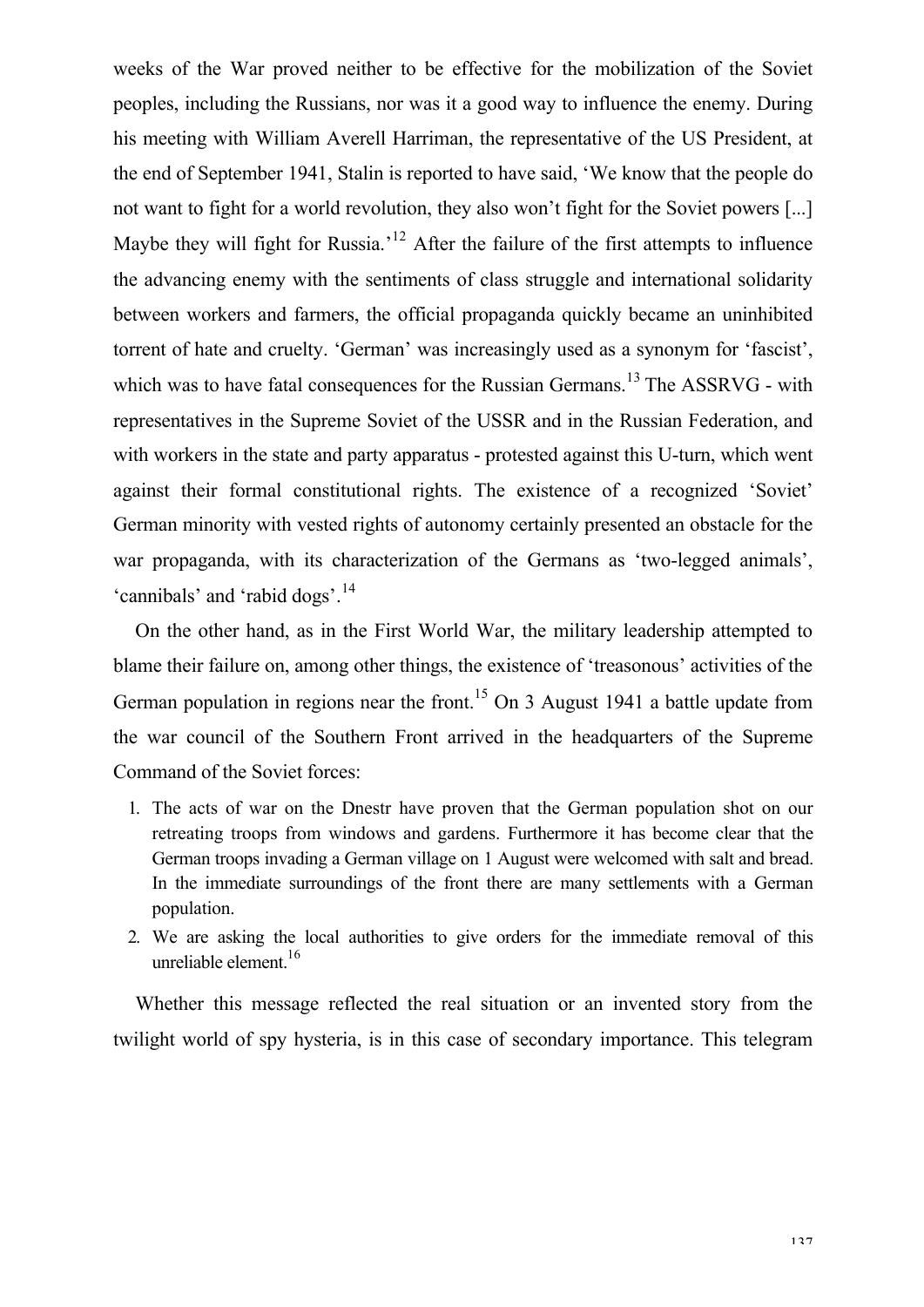weeks of the War proved neither to be effective for the mobilization of the Soviet peoples, including the Russians, nor was it a good way to influence the enemy. During his meeting with William Averell Harriman, the representative of the US President, at the end of September 1941, Stalin is reported to have said, 'We know that the people do not want to fight for a world revolution, they also won't fight for the Soviet powers [...] Maybe they will fight for Russia.'[12] After the failure of the first attempts to influence the advancing enemy with the sentiments of class struggle and international solidarity between workers and farmers, the official propaganda quickly became an uninhibited torrent of hate and cruelty. 'German' was increasingly used as a synonym for 'fascist', which was to have fatal consequences for the Russian Germans.[13] The ASSRVG - with representatives in the Supreme Soviet of the USSR and in the Russian Federation, and with workers in the state and party apparatus - protested against this U-turn, which went against their formal constitutional rights. The existence of a recognized 'Soviet' German minority with vested rights of autonomy certainly presented an obstacle for the war propaganda, with its characterization of the Germans as 'two-legged animals', 'cannibals' and 'rabid dogs'.[14]

On the other hand, as in the First World War, the military leadership attempted to blame their failure on, among other things, the existence of 'treasonous' activities of the German population in regions near the front.[15] On 3 August 1941 a battle update from the war council of the Southern Front arrived in the headquarters of the Supreme Command of the Soviet forces:

> 1. The acts of war on the Dnestr have proven that the German population shot on our retreating troops from windows and gardens. Furthermore it has become clear that the German troops invading a German village on 1 August were welcomed with salt and bread. In the immediate surroundings of the front there are many settlements with a German population.
> 2. We are asking the local authorities to give orders for the immediate removal of this unreliable element.[16]

Whether this message reflected the real situation or an invented story from the twilight world of spy hysteria, is in this case of secondary importance. This telegram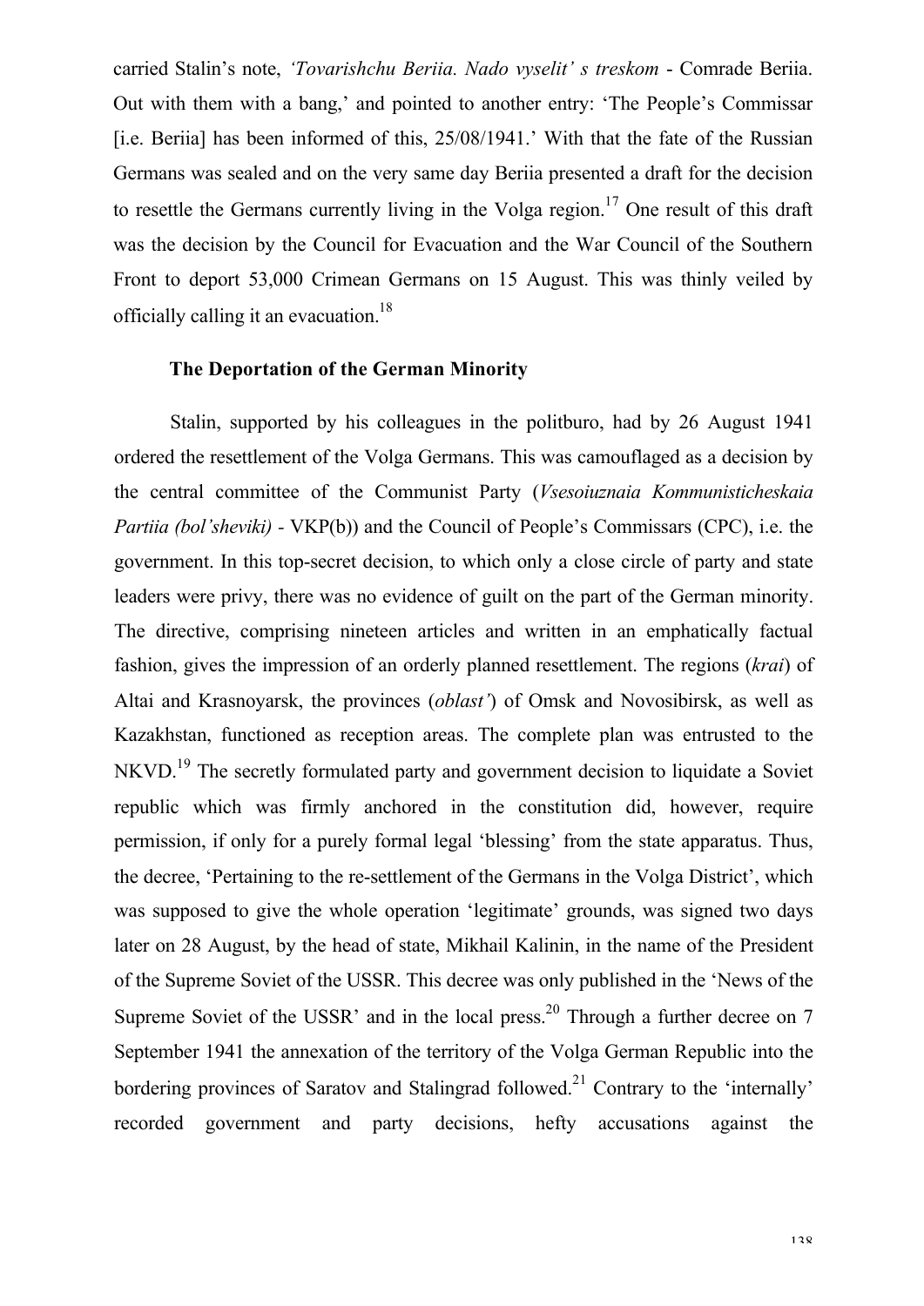carried Stalin's note, *'Tovarishchu Beriia. Nado vyselit' s treskom* - Comrade Beriia. Out with them with a bang,' and pointed to another entry: 'The People's Commissar [i.e. Beriia] has been informed of this, 25/08/1941.' With that the fate of the Russian Germans was sealed and on the very same day Beriia presented a draft for the decision to resettle the Germans currently living in the Volga region.[17] One result of this draft was the decision by the Council for Evacuation and the War Council of the Southern Front to deport 53,000 Crimean Germans on 15 August. This was thinly veiled by officially calling it an evacuation.[18]

## The Deportation of the German Minority

Stalin, supported by his colleagues in the politburo, had by 26 August 1941 ordered the resettlement of the Volga Germans. This was camouflaged as a decision by the central committee of the Communist Party (*Vsesoiuznaia Kommunisticheskaia Partiia (bol'sheviki)* - VKP(b)) and the Council of People's Commissars (CPC), i.e. the government. In this top-secret decision, to which only a close circle of party and state leaders were privy, there was no evidence of guilt on the part of the German minority. The directive, comprising nineteen articles and written in an emphatically factual fashion, gives the impression of an orderly planned resettlement. The regions (*krai*) of Altai and Krasnoyarsk, the provinces (*oblast'*) of Omsk and Novosibirsk, as well as Kazakhstan, functioned as reception areas. The complete plan was entrusted to the NKVD.[19] The secretly formulated party and government decision to liquidate a Soviet republic which was firmly anchored in the constitution did, however, require permission, if only for a purely formal legal 'blessing' from the state apparatus. Thus, the decree, 'Pertaining to the re-settlement of the Germans in the Volga District', which was supposed to give the whole operation 'legitimate' grounds, was signed two days later on 28 August, by the head of state, Mikhail Kalinin, in the name of the President of the Supreme Soviet of the USSR. This decree was only published in the 'News of the Supreme Soviet of the USSR' and in the local press.[20] Through a further decree on 7 September 1941 the annexation of the territory of the Volga German Republic into the bordering provinces of Saratov and Stalingrad followed.[21] Contrary to the 'internally' recorded government and party decisions, hefty accusations against the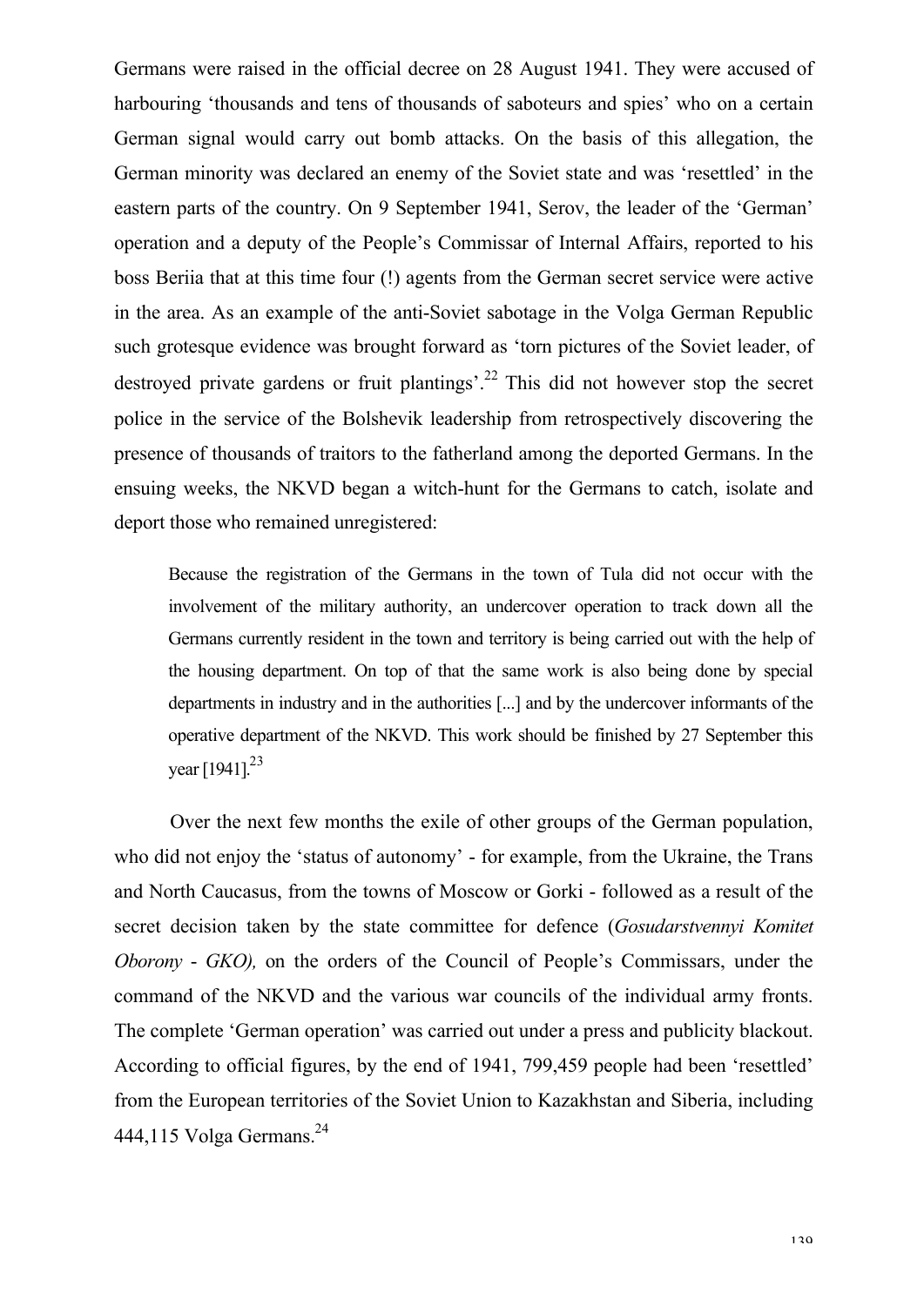Germans were raised in the official decree on 28 August 1941. They were accused of harbouring 'thousands and tens of thousands of saboteurs and spies' who on a certain German signal would carry out bomb attacks. On the basis of this allegation, the German minority was declared an enemy of the Soviet state and was 'resettled' in the eastern parts of the country. On 9 September 1941, Serov, the leader of the 'German' operation and a deputy of the People's Commissar of Internal Affairs, reported to his boss Beriia that at this time four (!) agents from the German secret service were active in the area. As an example of the anti-Soviet sabotage in the Volga German Republic such grotesque evidence was brought forward as 'torn pictures of the Soviet leader, of destroyed private gardens or fruit plantings'.[22] This did not however stop the secret police in the service of the Bolshevik leadership from retrospectively discovering the presence of thousands of traitors to the fatherland among the deported Germans. In the ensuing weeks, the NKVD began a witch-hunt for the Germans to catch, isolate and deport those who remained unregistered:

> Because the registration of the Germans in the town of Tula did not occur with the involvement of the military authority, an undercover operation to track down all the Germans currently resident in the town and territory is being carried out with the help of the housing department. On top of that the same work is also being done by special departments in industry and in the authorities [...] and by the undercover informants of the operative department of the NKVD. This work should be finished by 27 September this year [1941].[23]

Over the next few months the exile of other groups of the German population, who did not enjoy the 'status of autonomy' - for example, from the Ukraine, the Trans and North Caucasus, from the towns of Moscow or Gorki - followed as a result of the secret decision taken by the state committee for defence (*Gosudarstvennyi Komitet Oborony - GKO),* on the orders of the Council of People's Commissars, under the command of the NKVD and the various war councils of the individual army fronts. The complete 'German operation' was carried out under a press and publicity blackout. According to official figures, by the end of 1941, 799,459 people had been 'resettled' from the European territories of the Soviet Union to Kazakhstan and Siberia, including 444,115 Volga Germans.[24]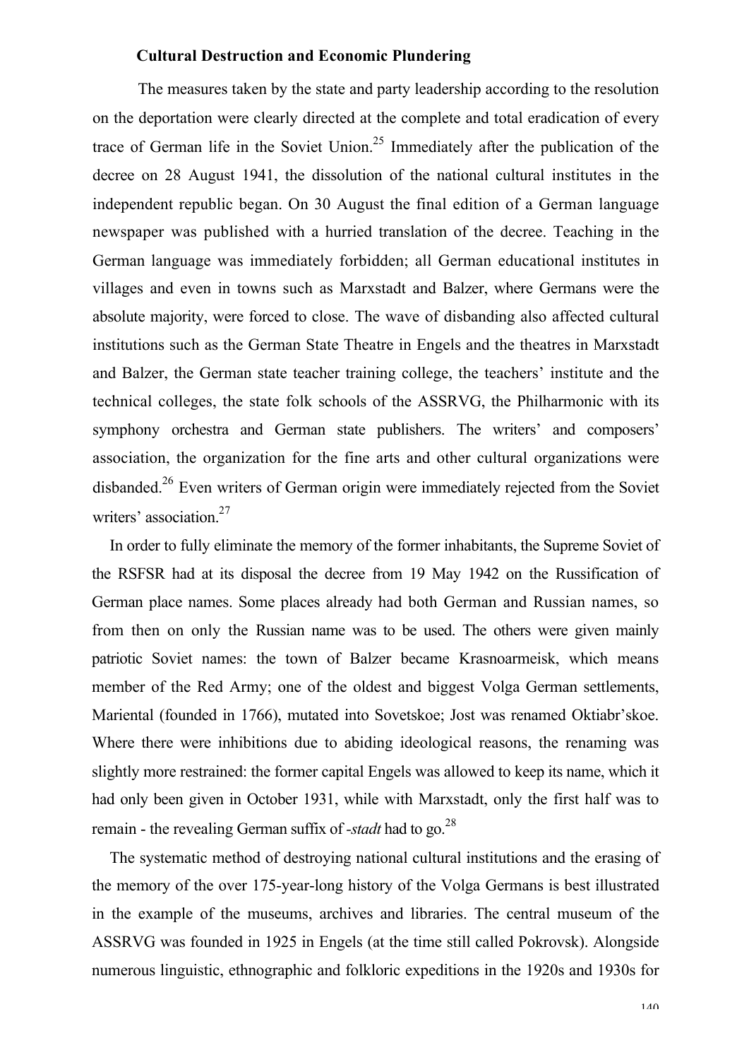### Cultural Destruction and Economic Plundering

The measures taken by the state and party leadership according to the resolution on the deportation were clearly directed at the complete and total eradication of every trace of German life in the Soviet Union.[25] Immediately after the publication of the decree on 28 August 1941, the dissolution of the national cultural institutes in the independent republic began. On 30 August the final edition of a German language newspaper was published with a hurried translation of the decree. Teaching in the German language was immediately forbidden; all German educational institutes in villages and even in towns such as Marxstadt and Balzer, where Germans were the absolute majority, were forced to close. The wave of disbanding also affected cultural institutions such as the German State Theatre in Engels and the theatres in Marxstadt and Balzer, the German state teacher training college, the teachers' institute and the technical colleges, the state folk schools of the ASSRVG, the Philharmonic with its symphony orchestra and German state publishers. The writers' and composers' association, the organization for the fine arts and other cultural organizations were disbanded.[26] Even writers of German origin were immediately rejected from the Soviet writers' association.[27]

In order to fully eliminate the memory of the former inhabitants, the Supreme Soviet of the RSFSR had at its disposal the decree from 19 May 1942 on the Russification of German place names. Some places already had both German and Russian names, so from then on only the Russian name was to be used. The others were given mainly patriotic Soviet names: the town of Balzer became Krasnoarmeisk, which means member of the Red Army; one of the oldest and biggest Volga German settlements, Mariental (founded in 1766), mutated into Sovetskoe; Jost was renamed Oktiabr'skoe. Where there were inhibitions due to abiding ideological reasons, the renaming was slightly more restrained: the former capital Engels was allowed to keep its name, which it had only been given in October 1931, while with Marxstadt, only the first half was to remain - the revealing German suffix of *-stadt* had to go.[28]

The systematic method of destroying national cultural institutions and the erasing of the memory of the over 175-year-long history of the Volga Germans is best illustrated in the example of the museums, archives and libraries. The central museum of the ASSRVG was founded in 1925 in Engels (at the time still called Pokrovsk). Alongside numerous linguistic, ethnographic and folkloric expeditions in the 1920s and 1930s for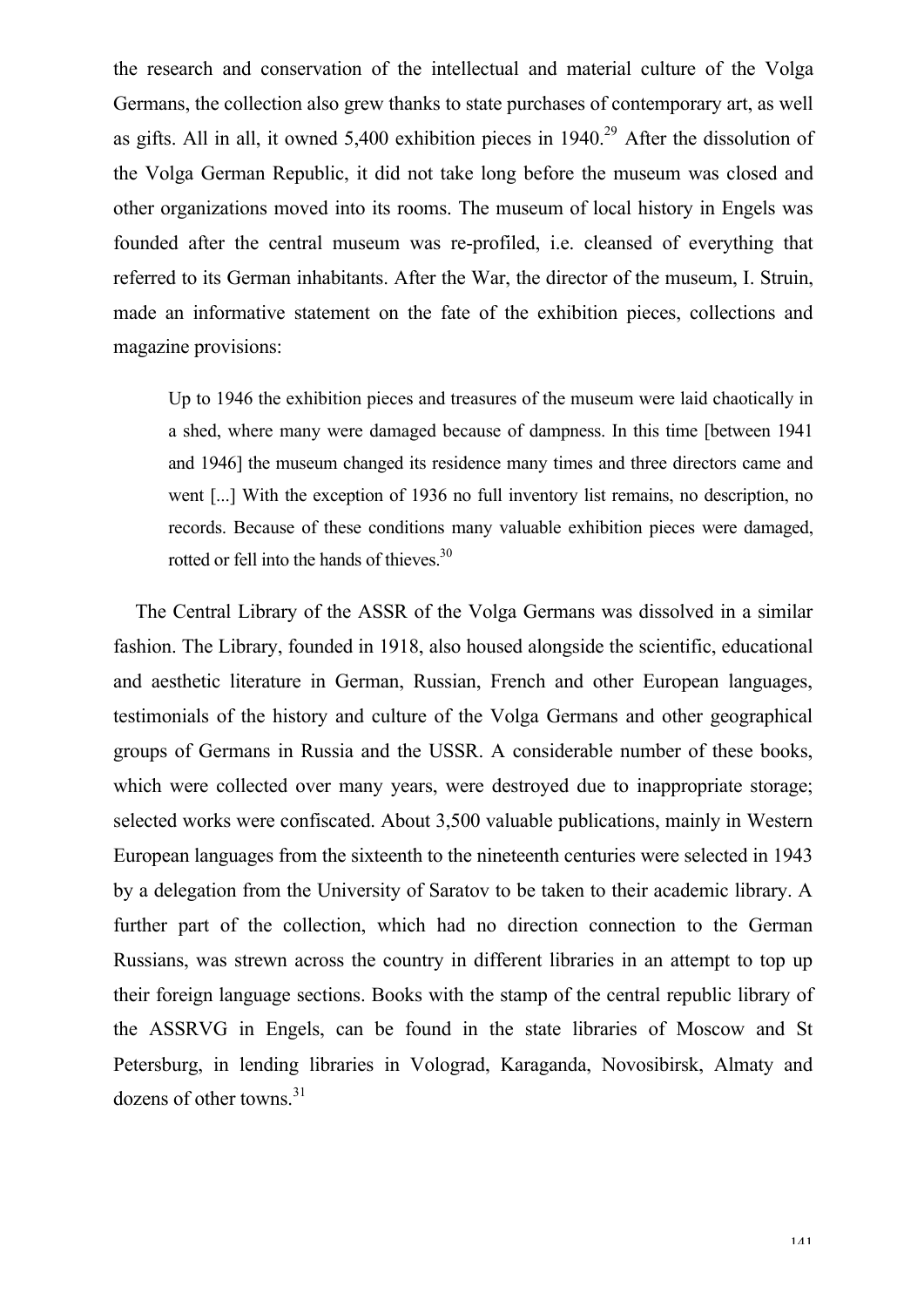the research and conservation of the intellectual and material culture of the Volga Germans, the collection also grew thanks to state purchases of contemporary art, as well as gifts. All in all, it owned 5,400 exhibition pieces in 1940.[29] After the dissolution of the Volga German Republic, it did not take long before the museum was closed and other organizations moved into its rooms. The museum of local history in Engels was founded after the central museum was re-profiled, i.e. cleansed of everything that referred to its German inhabitants. After the War, the director of the museum, I. Struin, made an informative statement on the fate of the exhibition pieces, collections and magazine provisions:

> Up to 1946 the exhibition pieces and treasures of the museum were laid chaotically in a shed, where many were damaged because of dampness. In this time [between 1941 and 1946] the museum changed its residence many times and three directors came and went [...] With the exception of 1936 no full inventory list remains, no description, no records. Because of these conditions many valuable exhibition pieces were damaged, rotted or fell into the hands of thieves.[30]

The Central Library of the ASSR of the Volga Germans was dissolved in a similar fashion. The Library, founded in 1918, also housed alongside the scientific, educational and aesthetic literature in German, Russian, French and other European languages, testimonials of the history and culture of the Volga Germans and other geographical groups of Germans in Russia and the USSR. A considerable number of these books, which were collected over many years, were destroyed due to inappropriate storage; selected works were confiscated. About 3,500 valuable publications, mainly in Western European languages from the sixteenth to the nineteenth centuries were selected in 1943 by a delegation from the University of Saratov to be taken to their academic library. A further part of the collection, which had no direction connection to the German Russians, was strewn across the country in different libraries in an attempt to top up their foreign language sections. Books with the stamp of the central republic library of the ASSRVG in Engels, can be found in the state libraries of Moscow and St Petersburg, in lending libraries in Volograd, Karaganda, Novosibirsk, Almaty and dozens of other towns.[31]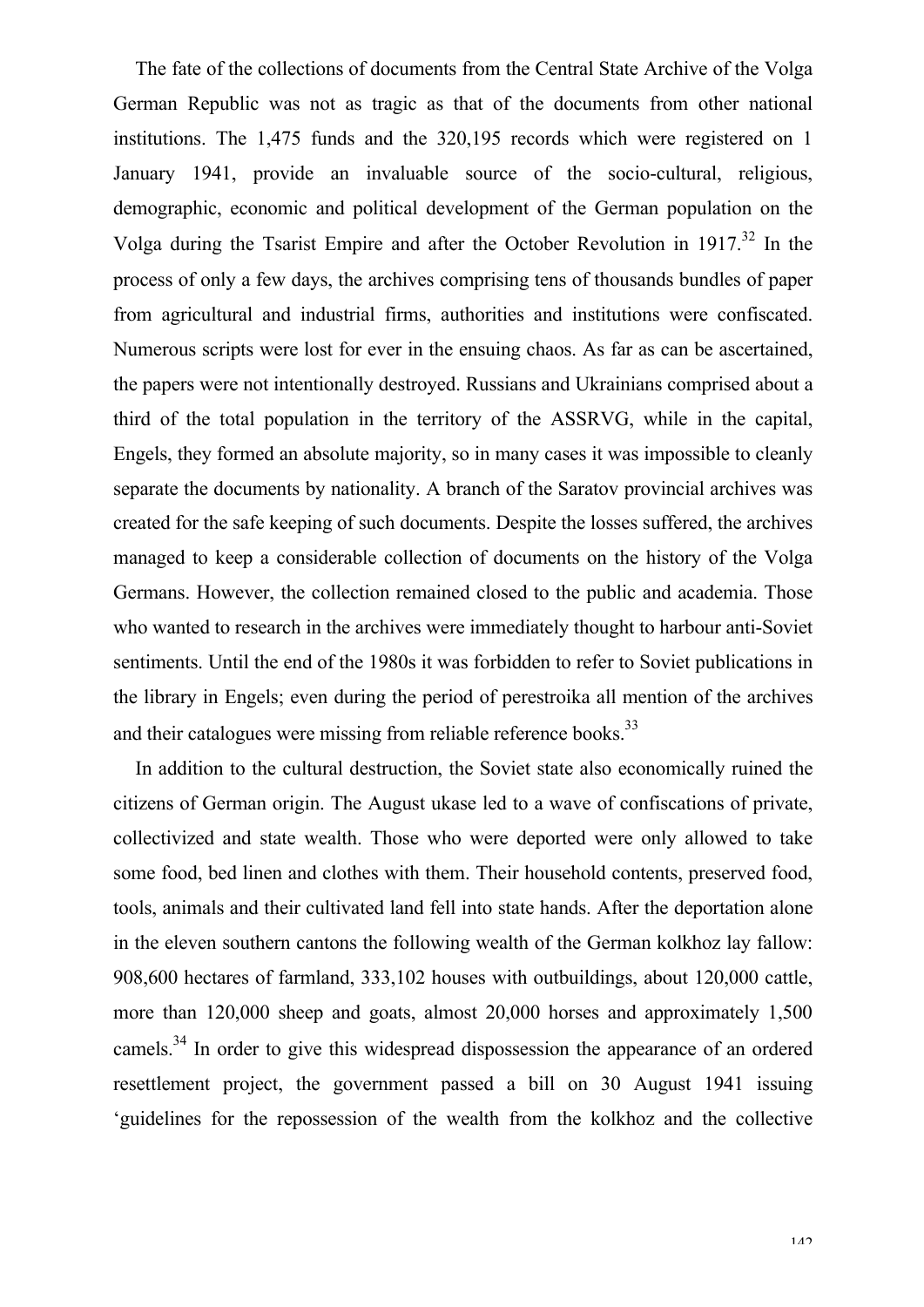The fate of the collections of documents from the Central State Archive of the Volga German Republic was not as tragic as that of the documents from other national institutions. The 1,475 funds and the 320,195 records which were registered on 1 January 1941, provide an invaluable source of the socio-cultural, religious, demographic, economic and political development of the German population on the Volga during the Tsarist Empire and after the October Revolution in 1917.[32] In the process of only a few days, the archives comprising tens of thousands bundles of paper from agricultural and industrial firms, authorities and institutions were confiscated. Numerous scripts were lost for ever in the ensuing chaos. As far as can be ascertained, the papers were not intentionally destroyed. Russians and Ukrainians comprised about a third of the total population in the territory of the ASSRVG, while in the capital, Engels, they formed an absolute majority, so in many cases it was impossible to cleanly separate the documents by nationality. A branch of the Saratov provincial archives was created for the safe keeping of such documents. Despite the losses suffered, the archives managed to keep a considerable collection of documents on the history of the Volga Germans. However, the collection remained closed to the public and academia. Those who wanted to research in the archives were immediately thought to harbour anti-Soviet sentiments. Until the end of the 1980s it was forbidden to refer to Soviet publications in the library in Engels; even during the period of perestroika all mention of the archives and their catalogues were missing from reliable reference books.[33]

In addition to the cultural destruction, the Soviet state also economically ruined the citizens of German origin. The August ukase led to a wave of confiscations of private, collectivized and state wealth. Those who were deported were only allowed to take some food, bed linen and clothes with them. Their household contents, preserved food, tools, animals and their cultivated land fell into state hands. After the deportation alone in the eleven southern cantons the following wealth of the German kolkhoz lay fallow: 908,600 hectares of farmland, 333,102 houses with outbuildings, about 120,000 cattle, more than 120,000 sheep and goats, almost 20,000 horses and approximately 1,500 camels.[34] In order to give this widespread dispossession the appearance of an ordered resettlement project, the government passed a bill on 30 August 1941 issuing 'guidelines for the repossession of the wealth from the kolkhoz and the collective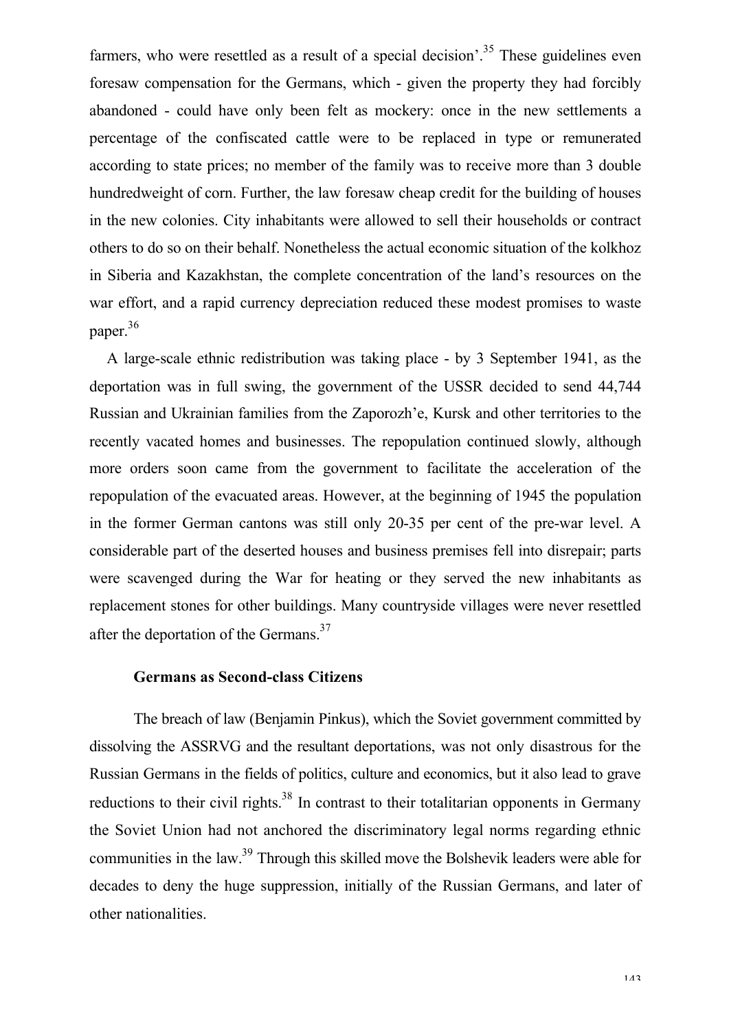farmers, who were resettled as a result of a special decision'.[35] These guidelines even foresaw compensation for the Germans, which - given the property they had forcibly abandoned - could have only been felt as mockery: once in the new settlements a percentage of the confiscated cattle were to be replaced in type or remunerated according to state prices; no member of the family was to receive more than 3 double hundredweight of corn. Further, the law foresaw cheap credit for the building of houses in the new colonies. City inhabitants were allowed to sell their households or contract others to do so on their behalf. Nonetheless the actual economic situation of the kolkhoz in Siberia and Kazakhstan, the complete concentration of the land's resources on the war effort, and a rapid currency depreciation reduced these modest promises to waste paper.[36]

A large-scale ethnic redistribution was taking place - by 3 September 1941, as the deportation was in full swing, the government of the USSR decided to send 44,744 Russian and Ukrainian families from the Zaporozh'e, Kursk and other territories to the recently vacated homes and businesses. The repopulation continued slowly, although more orders soon came from the government to facilitate the acceleration of the repopulation of the evacuated areas. However, at the beginning of 1945 the population in the former German cantons was still only 20-35 per cent of the pre-war level. A considerable part of the deserted houses and business premises fell into disrepair; parts were scavenged during the War for heating or they served the new inhabitants as replacement stones for other buildings. Many countryside villages were never resettled after the deportation of the Germans.[37]

### Germans as Second-class Citizens

The breach of law (Benjamin Pinkus), which the Soviet government committed by dissolving the ASSRVG and the resultant deportations, was not only disastrous for the Russian Germans in the fields of politics, culture and economics, but it also lead to grave reductions to their civil rights.[38] In contrast to their totalitarian opponents in Germany the Soviet Union had not anchored the discriminatory legal norms regarding ethnic communities in the law.[39] Through this skilled move the Bolshevik leaders were able for decades to deny the huge suppression, initially of the Russian Germans, and later of other nationalities.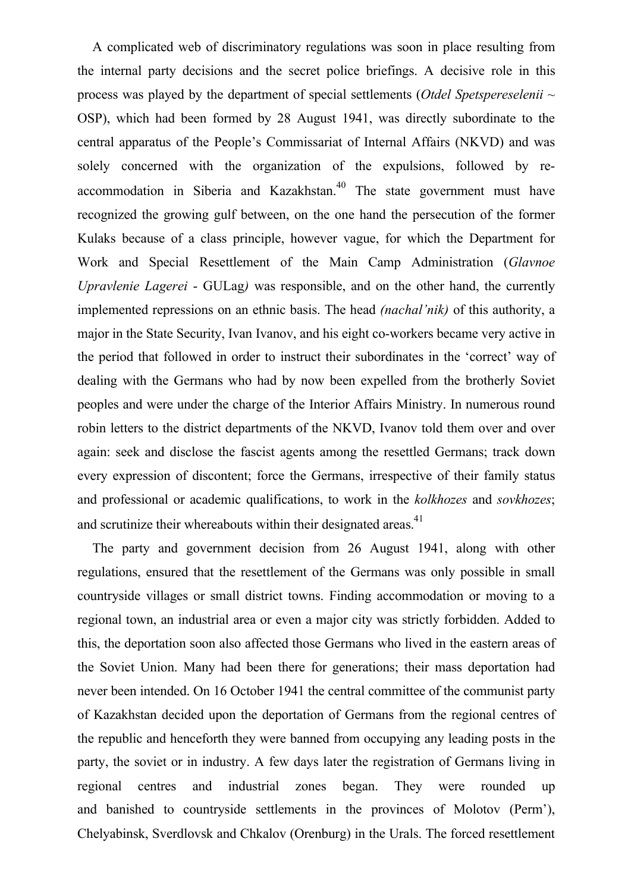A complicated web of discriminatory regulations was soon in place resulting from the internal party decisions and the secret police briefings. A decisive role in this process was played by the department of special settlements (*Otdel Spetspereselenii* ~ OSP), which had been formed by 28 August 1941, was directly subordinate to the central apparatus of the People's Commissariat of Internal Affairs (NKVD) and was solely concerned with the organization of the expulsions, followed by re-accommodation in Siberia and Kazakhstan.[40] The state government must have recognized the growing gulf between, on the one hand the persecution of the former Kulaks because of a class principle, however vague, for which the Department for Work and Special Resettlement of the Main Camp Administration (*Glavnoe Upravlenie Lagerei* - GULag*)* was responsible, and on the other hand, the currently implemented repressions on an ethnic basis. The head *(nachal'nik)* of this authority, a major in the State Security, Ivan Ivanov, and his eight co-workers became very active in the period that followed in order to instruct their subordinates in the 'correct' way of dealing with the Germans who had by now been expelled from the brotherly Soviet peoples and were under the charge of the Interior Affairs Ministry. In numerous round robin letters to the district departments of the NKVD, Ivanov told them over and over again: seek and disclose the fascist agents among the resettled Germans; track down every expression of discontent; force the Germans, irrespective of their family status and professional or academic qualifications, to work in the *kolkhozes* and *sovkhozes*; and scrutinize their whereabouts within their designated areas.[41]

The party and government decision from 26 August 1941, along with other regulations, ensured that the resettlement of the Germans was only possible in small countryside villages or small district towns. Finding accommodation or moving to a regional town, an industrial area or even a major city was strictly forbidden. Added to this, the deportation soon also affected those Germans who lived in the eastern areas of the Soviet Union. Many had been there for generations; their mass deportation had never been intended. On 16 October 1941 the central committee of the communist party of Kazakhstan decided upon the deportation of Germans from the regional centres of the republic and henceforth they were banned from occupying any leading posts in the party, the soviet or in industry. A few days later the registration of Germans living in regional centres and industrial zones began. They were rounded up and banished to countryside settlements in the provinces of Molotov (Perm'), Chelyabinsk, Sverdlovsk and Chkalov (Orenburg) in the Urals. The forced resettlement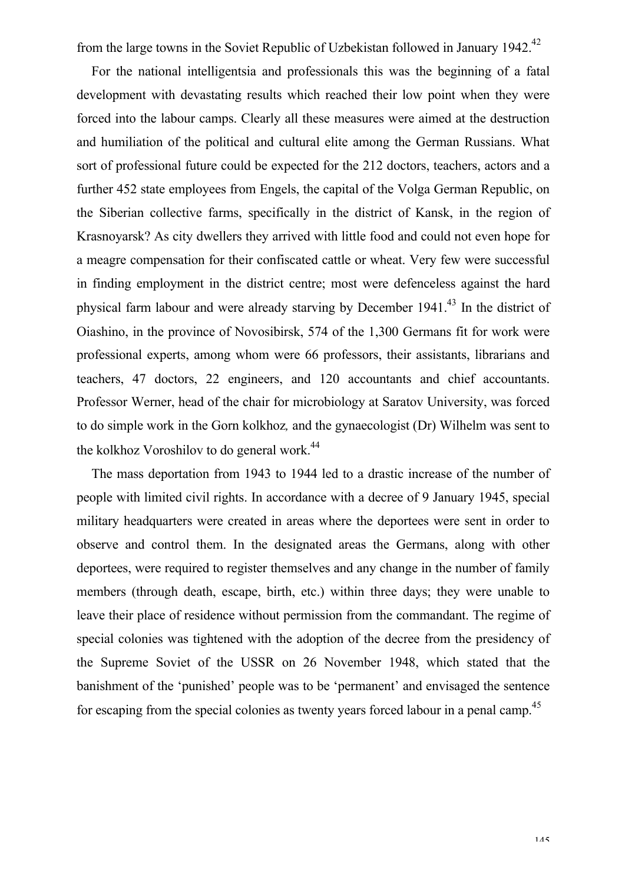from the large towns in the Soviet Republic of Uzbekistan followed in January 1942.[42]

For the national intelligentsia and professionals this was the beginning of a fatal development with devastating results which reached their low point when they were forced into the labour camps. Clearly all these measures were aimed at the destruction and humiliation of the political and cultural elite among the German Russians. What sort of professional future could be expected for the 212 doctors, teachers, actors and a further 452 state employees from Engels, the capital of the Volga German Republic, on the Siberian collective farms, specifically in the district of Kansk, in the region of Krasnoyarsk? As city dwellers they arrived with little food and could not even hope for a meagre compensation for their confiscated cattle or wheat. Very few were successful in finding employment in the district centre; most were defenceless against the hard physical farm labour and were already starving by December 1941.[43] In the district of Oiashino, in the province of Novosibirsk, 574 of the 1,300 Germans fit for work were professional experts, among whom were 66 professors, their assistants, librarians and teachers, 47 doctors, 22 engineers, and 120 accountants and chief accountants. Professor Werner, head of the chair for microbiology at Saratov University, was forced to do simple work in the Gorn kolkhoz*,* and the gynaecologist (Dr) Wilhelm was sent to the kolkhoz Voroshilov to do general work.[44]

The mass deportation from 1943 to 1944 led to a drastic increase of the number of people with limited civil rights. In accordance with a decree of 9 January 1945, special military headquarters were created in areas where the deportees were sent in order to observe and control them. In the designated areas the Germans, along with other deportees, were required to register themselves and any change in the number of family members (through death, escape, birth, etc.) within three days; they were unable to leave their place of residence without permission from the commandant. The regime of special colonies was tightened with the adoption of the decree from the presidency of the Supreme Soviet of the USSR on 26 November 1948, which stated that the banishment of the 'punished' people was to be 'permanent' and envisaged the sentence for escaping from the special colonies as twenty years forced labour in a penal camp.[45]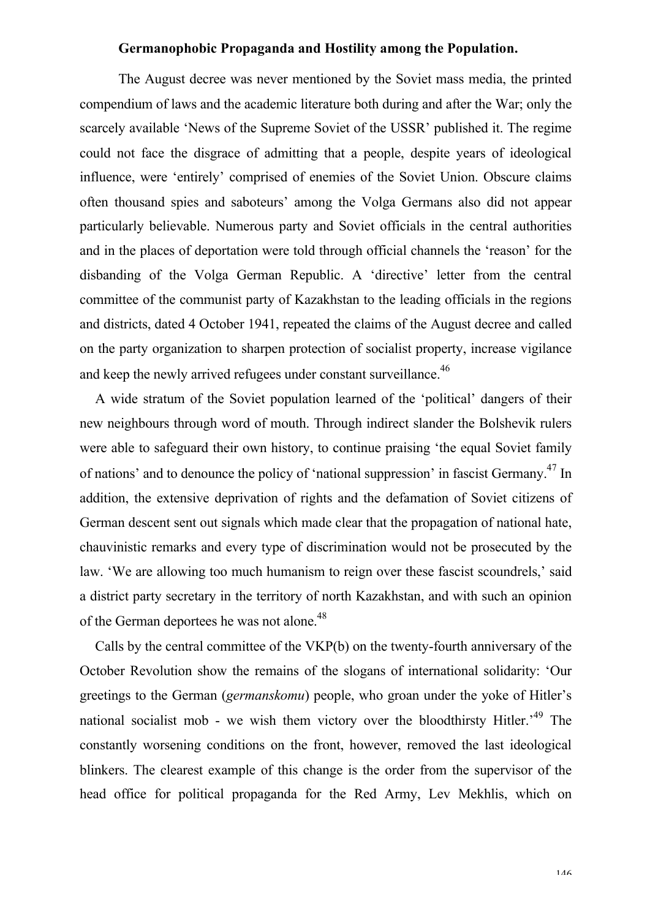### Germanophobic Propaganda and Hostility among the Population.

The August decree was never mentioned by the Soviet mass media, the printed compendium of laws and the academic literature both during and after the War; only the scarcely available 'News of the Supreme Soviet of the USSR' published it. The regime could not face the disgrace of admitting that a people, despite years of ideological influence, were 'entirely' comprised of enemies of the Soviet Union. Obscure claims often thousand spies and saboteurs' among the Volga Germans also did not appear particularly believable. Numerous party and Soviet officials in the central authorities and in the places of deportation were told through official channels the 'reason' for the disbanding of the Volga German Republic. A 'directive' letter from the central committee of the communist party of Kazakhstan to the leading officials in the regions and districts, dated 4 October 1941, repeated the claims of the August decree and called on the party organization to sharpen protection of socialist property, increase vigilance and keep the newly arrived refugees under constant surveillance.[46]

A wide stratum of the Soviet population learned of the 'political' dangers of their new neighbours through word of mouth. Through indirect slander the Bolshevik rulers were able to safeguard their own history, to continue praising 'the equal Soviet family of nations' and to denounce the policy of 'national suppression' in fascist Germany.[47] In addition, the extensive deprivation of rights and the defamation of Soviet citizens of German descent sent out signals which made clear that the propagation of national hate, chauvinistic remarks and every type of discrimination would not be prosecuted by the law. 'We are allowing too much humanism to reign over these fascist scoundrels,' said a district party secretary in the territory of north Kazakhstan, and with such an opinion of the German deportees he was not alone.[48]

Calls by the central committee of the VKP(b) on the twenty-fourth anniversary of the October Revolution show the remains of the slogans of international solidarity: 'Our greetings to the German (*germanskomu*) people, who groan under the yoke of Hitler's national socialist mob - we wish them victory over the bloodthirsty Hitler.'[49] The constantly worsening conditions on the front, however, removed the last ideological blinkers. The clearest example of this change is the order from the supervisor of the head office for political propaganda for the Red Army, Lev Mekhlis, which on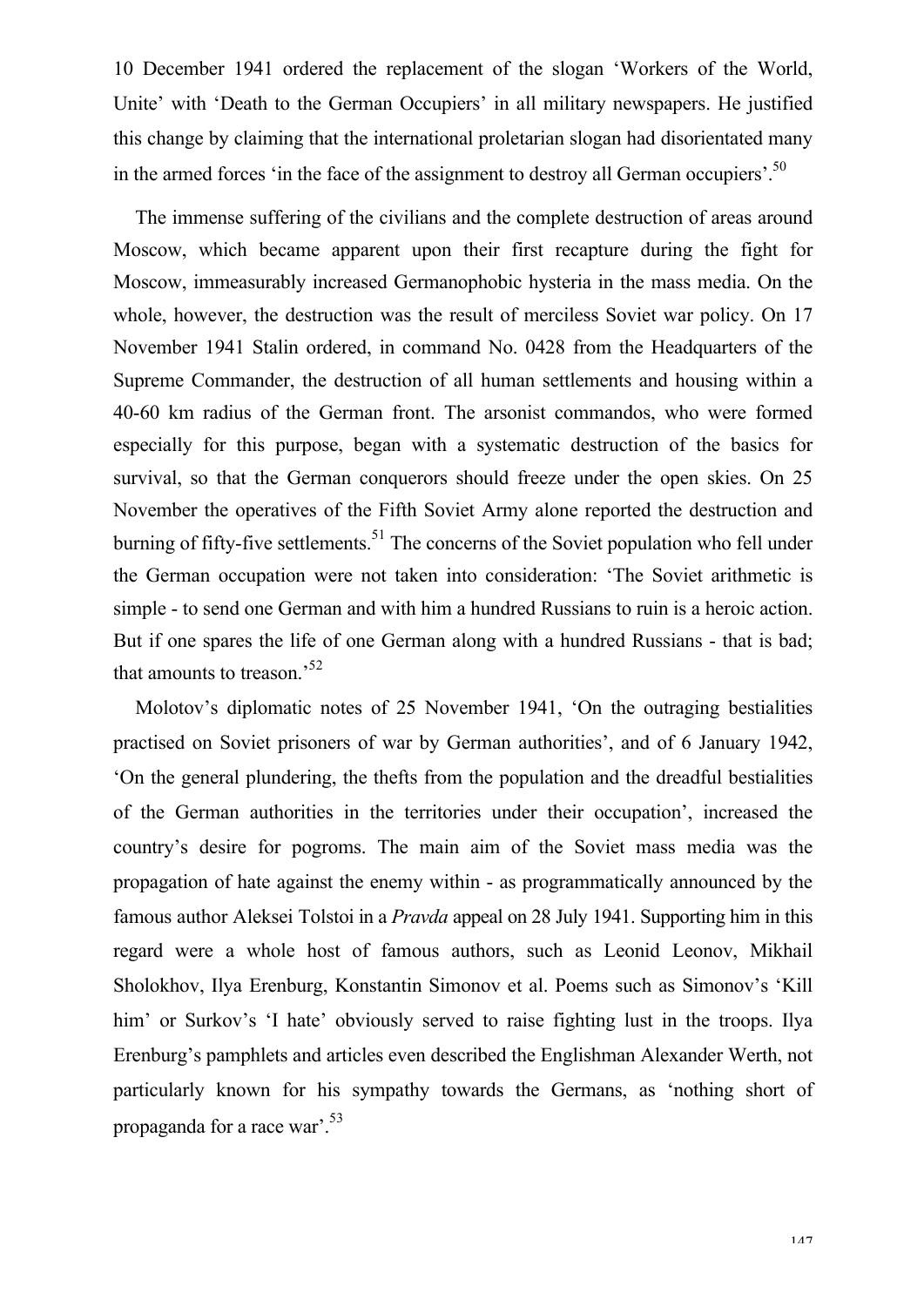10 December 1941 ordered the replacement of the slogan 'Workers of the World, Unite' with 'Death to the German Occupiers' in all military newspapers. He justified this change by claiming that the international proletarian slogan had disorientated many in the armed forces 'in the face of the assignment to destroy all German occupiers'.[50]

The immense suffering of the civilians and the complete destruction of areas around Moscow, which became apparent upon their first recapture during the fight for Moscow, immeasurably increased Germanophobic hysteria in the mass media. On the whole, however, the destruction was the result of merciless Soviet war policy. On 17 November 1941 Stalin ordered, in command No. 0428 from the Headquarters of the Supreme Commander, the destruction of all human settlements and housing within a 40-60 km radius of the German front. The arsonist commandos, who were formed especially for this purpose, began with a systematic destruction of the basics for survival, so that the German conquerors should freeze under the open skies. On 25 November the operatives of the Fifth Soviet Army alone reported the destruction and burning of fifty-five settlements.[51] The concerns of the Soviet population who fell under the German occupation were not taken into consideration: 'The Soviet arithmetic is simple - to send one German and with him a hundred Russians to ruin is a heroic action. But if one spares the life of one German along with a hundred Russians - that is bad; that amounts to treason.'[52]

Molotov's diplomatic notes of 25 November 1941, 'On the outraging bestialities practised on Soviet prisoners of war by German authorities', and of 6 January 1942, 'On the general plundering, the thefts from the population and the dreadful bestialities of the German authorities in the territories under their occupation', increased the country's desire for pogroms. The main aim of the Soviet mass media was the propagation of hate against the enemy within - as programmatically announced by the famous author Aleksei Tolstoi in a *Pravda* appeal on 28 July 1941. Supporting him in this regard were a whole host of famous authors, such as Leonid Leonov, Mikhail Sholokhov, Ilya Erenburg, Konstantin Simonov et al. Poems such as Simonov's 'Kill him' or Surkov's 'I hate' obviously served to raise fighting lust in the troops. Ilya Erenburg's pamphlets and articles even described the Englishman Alexander Werth, not particularly known for his sympathy towards the Germans, as 'nothing short of propaganda for a race war'.[53]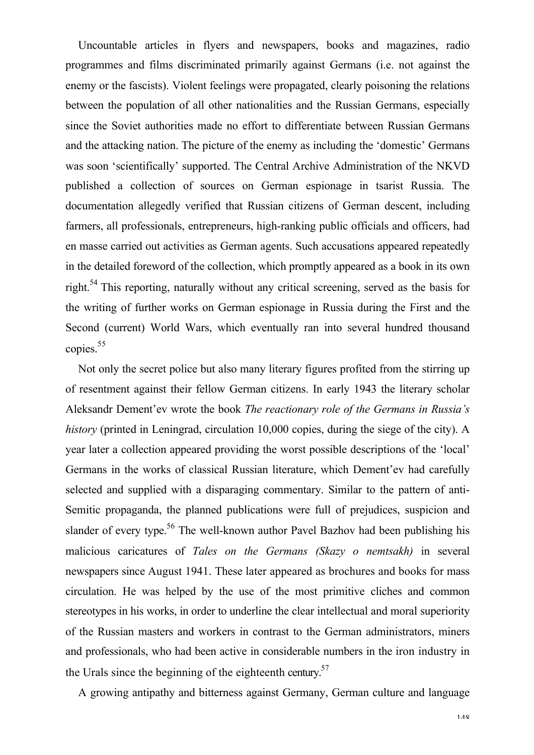Uncountable articles in flyers and newspapers, books and magazines, radio programmes and films discriminated primarily against Germans (i.e. not against the enemy or the fascists). Violent feelings were propagated, clearly poisoning the relations between the population of all other nationalities and the Russian Germans, especially since the Soviet authorities made no effort to differentiate between Russian Germans and the attacking nation. The picture of the enemy as including the 'domestic' Germans was soon 'scientifically' supported. The Central Archive Administration of the NKVD published a collection of sources on German espionage in tsarist Russia. The documentation allegedly verified that Russian citizens of German descent, including farmers, all professionals, entrepreneurs, high-ranking public officials and officers, had en masse carried out activities as German agents. Such accusations appeared repeatedly in the detailed foreword of the collection, which promptly appeared as a book in its own right.[54] This reporting, naturally without any critical screening, served as the basis for the writing of further works on German espionage in Russia during the First and the Second (current) World Wars, which eventually ran into several hundred thousand copies.[55]

Not only the secret police but also many literary figures profited from the stirring up of resentment against their fellow German citizens. In early 1943 the literary scholar Aleksandr Dement'ev wrote the book *The reactionary role of the Germans in Russia's history* (printed in Leningrad, circulation 10,000 copies, during the siege of the city). A year later a collection appeared providing the worst possible descriptions of the 'local' Germans in the works of classical Russian literature, which Dement'ev had carefully selected and supplied with a disparaging commentary. Similar to the pattern of anti-Semitic propaganda, the planned publications were full of prejudices, suspicion and slander of every type.[56] The well-known author Pavel Bazhov had been publishing his malicious caricatures of *Tales on the Germans (Skazy o nemtsakh)* in several newspapers since August 1941. These later appeared as brochures and books for mass circulation. He was helped by the use of the most primitive cliches and common stereotypes in his works, in order to underline the clear intellectual and moral superiority of the Russian masters and workers in contrast to the German administrators, miners and professionals, who had been active in considerable numbers in the iron industry in the Urals since the beginning of the eighteenth century.[57]

A growing antipathy and bitterness against Germany, German culture and language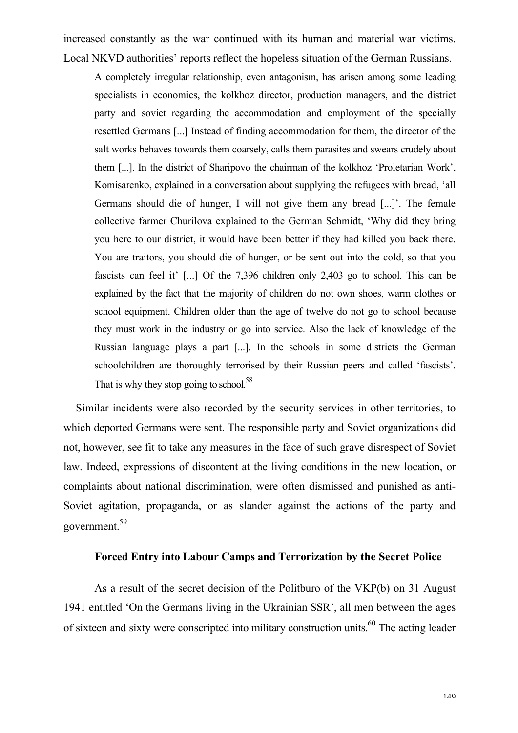increased constantly as the war continued with its human and material war victims. Local NKVD authorities' reports reflect the hopeless situation of the German Russians.

> A completely irregular relationship, even antagonism, has arisen among some leading specialists in economics, the kolkhoz director, production managers, and the district party and soviet regarding the accommodation and employment of the specially resettled Germans [...] Instead of finding accommodation for them, the director of the salt works behaves towards them coarsely, calls them parasites and swears crudely about them [...]. In the district of Sharipovo the chairman of the kolkhoz 'Proletarian Work', Komisarenko, explained in a conversation about supplying the refugees with bread, 'all Germans should die of hunger, I will not give them any bread [...]'. The female collective farmer Churilova explained to the German Schmidt, 'Why did they bring you here to our district, it would have been better if they had killed you back there. You are traitors, you should die of hunger, or be sent out into the cold, so that you fascists can feel it' [...] Of the 7,396 children only 2,403 go to school. This can be explained by the fact that the majority of children do not own shoes, warm clothes or school equipment. Children older than the age of twelve do not go to school because they must work in the industry or go into service. Also the lack of knowledge of the Russian language plays a part [...]. In the schools in some districts the German schoolchildren are thoroughly terrorised by their Russian peers and called 'fascists'. That is why they stop going to school.[58]

Similar incidents were also recorded by the security services in other territories, to which deported Germans were sent. The responsible party and Soviet organizations did not, however, see fit to take any measures in the face of such grave disrespect of Soviet law. Indeed, expressions of discontent at the living conditions in the new location, or complaints about national discrimination, were often dismissed and punished as anti-Soviet agitation, propaganda, or as slander against the actions of the party and government.[59]

### Forced Entry into Labour Camps and Terrorization by the Secret Police

As a result of the secret decision of the Politburo of the VKP(b) on 31 August 1941 entitled 'On the Germans living in the Ukrainian SSR', all men between the ages of sixteen and sixty were conscripted into military construction units.[60] The acting leader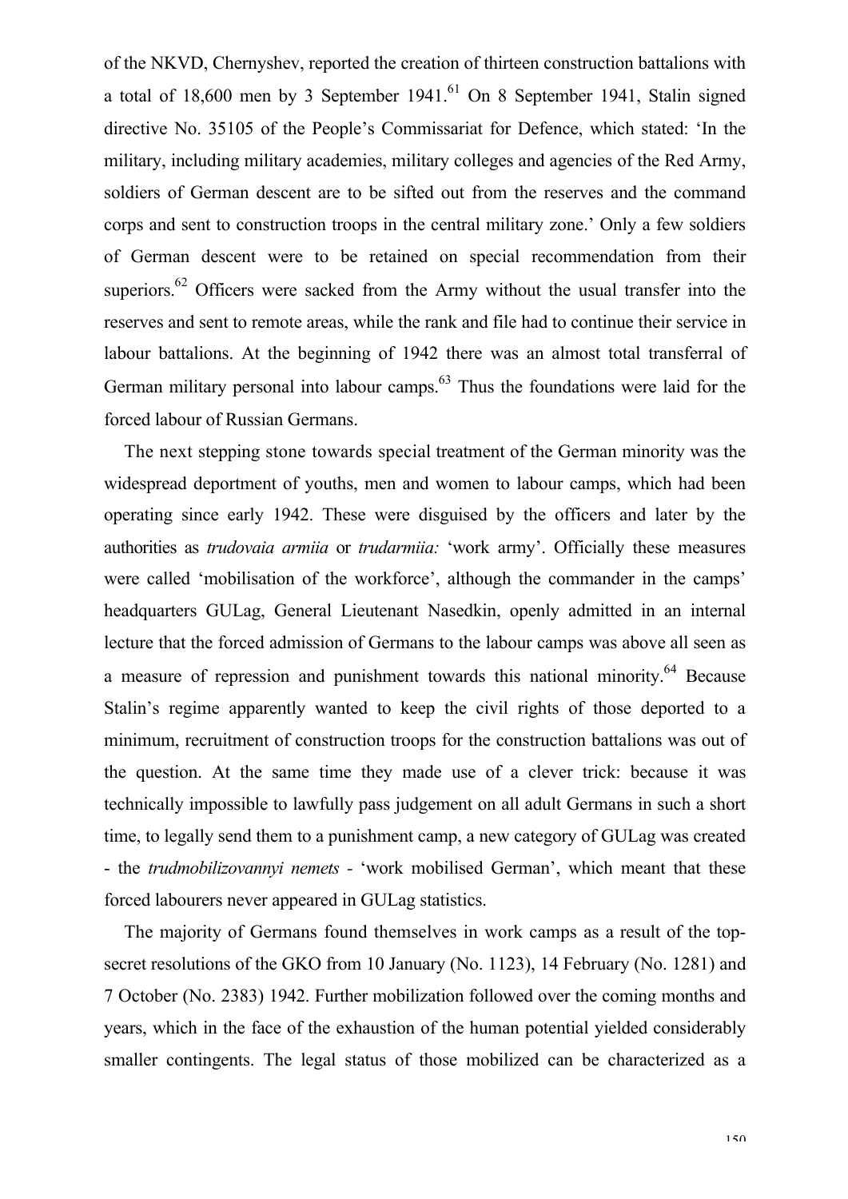of the NKVD, Chernyshev, reported the creation of thirteen construction battalions with a total of 18,600 men by 3 September 1941.[61] On 8 September 1941, Stalin signed directive No. 35105 of the People's Commissariat for Defence, which stated: 'In the military, including military academies, military colleges and agencies of the Red Army, soldiers of German descent are to be sifted out from the reserves and the command corps and sent to construction troops in the central military zone.' Only a few soldiers of German descent were to be retained on special recommendation from their superiors.[62] Officers were sacked from the Army without the usual transfer into the reserves and sent to remote areas, while the rank and file had to continue their service in labour battalions. At the beginning of 1942 there was an almost total transferral of German military personal into labour camps.[63] Thus the foundations were laid for the forced labour of Russian Germans.

The next stepping stone towards special treatment of the German minority was the widespread deportment of youths, men and women to labour camps, which had been operating since early 1942. These were disguised by the officers and later by the authorities as *trudovaia armiia* or *trudarmiia:* 'work army'. Officially these measures were called 'mobilisation of the workforce', although the commander in the camps' headquarters GULag, General Lieutenant Nasedkin, openly admitted in an internal lecture that the forced admission of Germans to the labour camps was above all seen as a measure of repression and punishment towards this national minority.[64] Because Stalin's regime apparently wanted to keep the civil rights of those deported to a minimum, recruitment of construction troops for the construction battalions was out of the question. At the same time they made use of a clever trick: because it was technically impossible to lawfully pass judgement on all adult Germans in such a short time, to legally send them to a punishment camp, a new category of GULag was created - the *trudmobilizovannyi nemets* - 'work mobilised German', which meant that these forced labourers never appeared in GULag statistics.

The majority of Germans found themselves in work camps as a result of the top-secret resolutions of the GKO from 10 January (No. 1123), 14 February (No. 1281) and 7 October (No. 2383) 1942. Further mobilization followed over the coming months and years, which in the face of the exhaustion of the human potential yielded considerably smaller contingents. The legal status of those mobilized can be characterized as a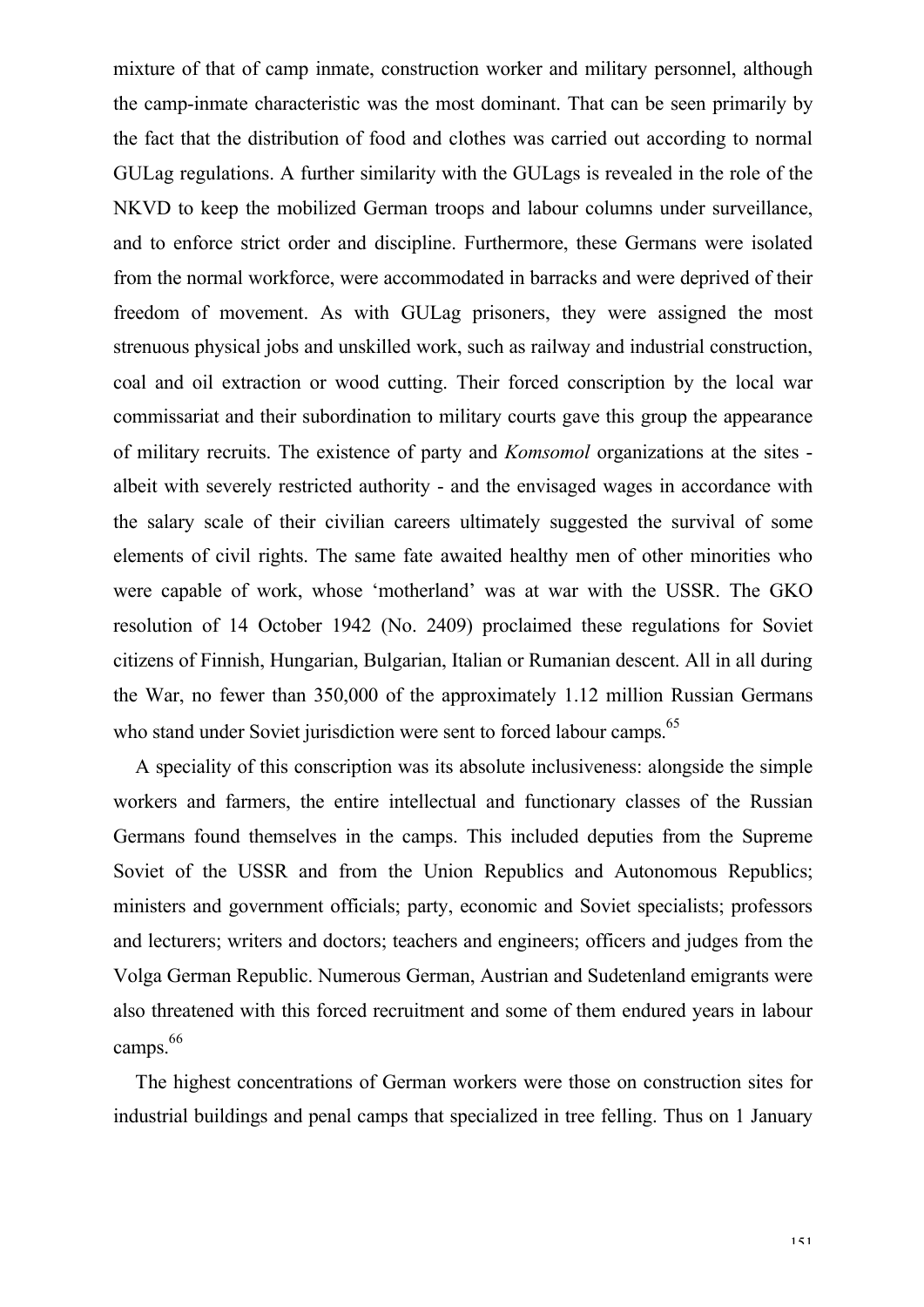mixture of that of camp inmate, construction worker and military personnel, although the camp-inmate characteristic was the most dominant. That can be seen primarily by the fact that the distribution of food and clothes was carried out according to normal GULag regulations. A further similarity with the GULags is revealed in the role of the NKVD to keep the mobilized German troops and labour columns under surveillance, and to enforce strict order and discipline. Furthermore, these Germans were isolated from the normal workforce, were accommodated in barracks and were deprived of their freedom of movement. As with GULag prisoners, they were assigned the most strenuous physical jobs and unskilled work, such as railway and industrial construction, coal and oil extraction or wood cutting. Their forced conscription by the local war commissariat and their subordination to military courts gave this group the appearance of military recruits. The existence of party and *Komsomol* organizations at the sites - albeit with severely restricted authority - and the envisaged wages in accordance with the salary scale of their civilian careers ultimately suggested the survival of some elements of civil rights. The same fate awaited healthy men of other minorities who were capable of work, whose 'motherland' was at war with the USSR. The GKO resolution of 14 October 1942 (No. 2409) proclaimed these regulations for Soviet citizens of Finnish, Hungarian, Bulgarian, Italian or Rumanian descent. All in all during the War, no fewer than 350,000 of the approximately 1.12 million Russian Germans who stand under Soviet jurisdiction were sent to forced labour camps.[65]

A speciality of this conscription was its absolute inclusiveness: alongside the simple workers and farmers, the entire intellectual and functionary classes of the Russian Germans found themselves in the camps. This included deputies from the Supreme Soviet of the USSR and from the Union Republics and Autonomous Republics; ministers and government officials; party, economic and Soviet specialists; professors and lecturers; writers and doctors; teachers and engineers; officers and judges from the Volga German Republic. Numerous German, Austrian and Sudetenland emigrants were also threatened with this forced recruitment and some of them endured years in labour camps.[66]

The highest concentrations of German workers were those on construction sites for industrial buildings and penal camps that specialized in tree felling. Thus on 1 January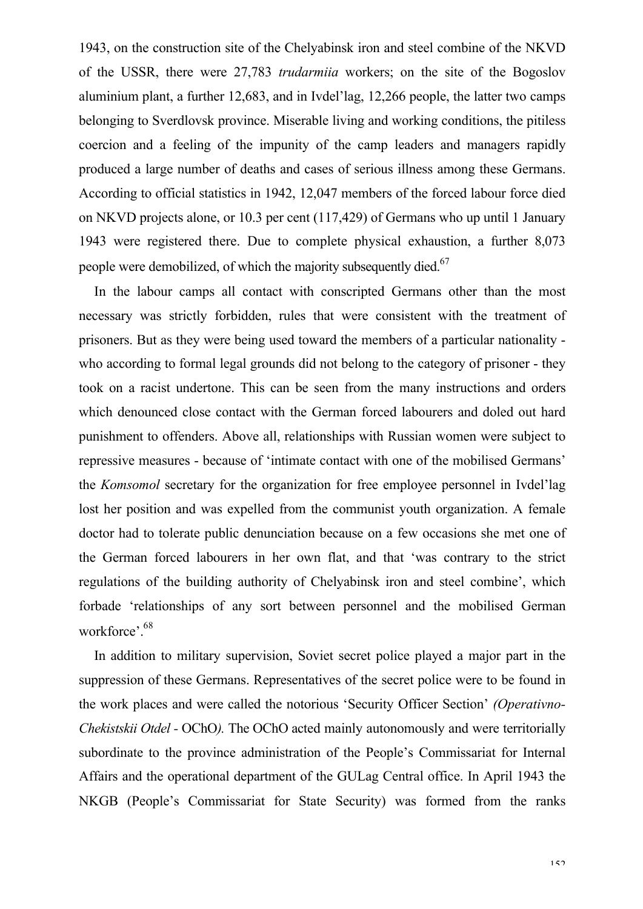1943, on the construction site of the Chelyabinsk iron and steel combine of the NKVD of the USSR, there were 27,783 *trudarmiia* workers; on the site of the Bogoslov aluminium plant, a further 12,683, and in Ivdel'lag, 12,266 people, the latter two camps belonging to Sverdlovsk province. Miserable living and working conditions, the pitiless coercion and a feeling of the impunity of the camp leaders and managers rapidly produced a large number of deaths and cases of serious illness among these Germans. According to official statistics in 1942, 12,047 members of the forced labour force died on NKVD projects alone, or 10.3 per cent (117,429) of Germans who up until 1 January 1943 were registered there. Due to complete physical exhaustion, a further 8,073 people were demobilized, of which the majority subsequently died.[67]

In the labour camps all contact with conscripted Germans other than the most necessary was strictly forbidden, rules that were consistent with the treatment of prisoners. But as they were being used toward the members of a particular nationality - who according to formal legal grounds did not belong to the category of prisoner - they took on a racist undertone. This can be seen from the many instructions and orders which denounced close contact with the German forced labourers and doled out hard punishment to offenders. Above all, relationships with Russian women were subject to repressive measures - because of 'intimate contact with one of the mobilised Germans' the *Komsomol* secretary for the organization for free employee personnel in Ivdel'lag lost her position and was expelled from the communist youth organization. A female doctor had to tolerate public denunciation because on a few occasions she met one of the German forced labourers in her own flat, and that 'was contrary to the strict regulations of the building authority of Chelyabinsk iron and steel combine', which forbade 'relationships of any sort between personnel and the mobilised German workforce'.[68]

In addition to military supervision, Soviet secret police played a major part in the suppression of these Germans. Representatives of the secret police were to be found in the work places and were called the notorious 'Security Officer Section' *(Operativno-Chekistskii Otdel* - OChO*).* The OChO acted mainly autonomously and were territorially subordinate to the province administration of the People's Commissariat for Internal Affairs and the operational department of the GULag Central office. In April 1943 the NKGB (People's Commissariat for State Security) was formed from the ranks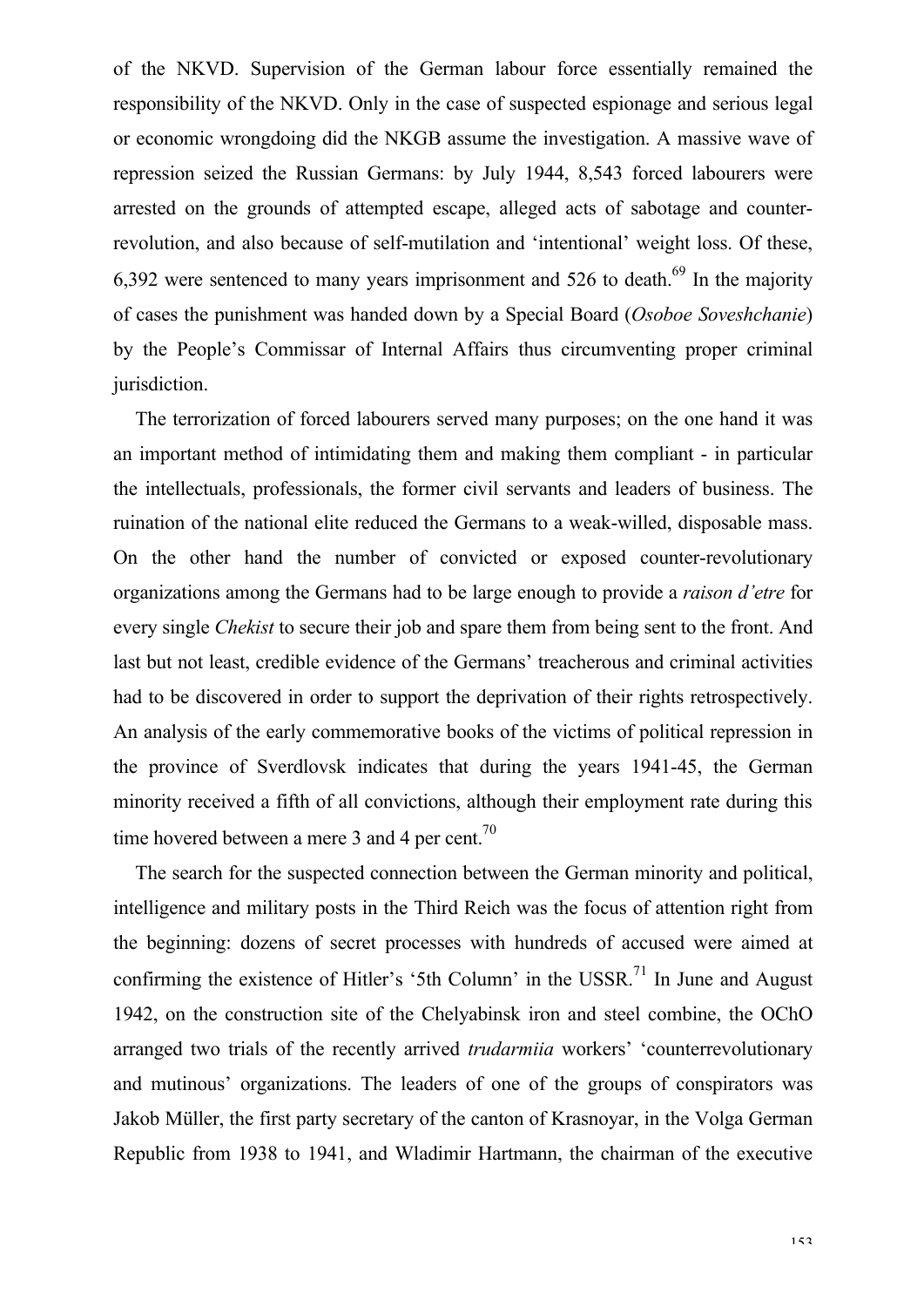of the NKVD. Supervision of the German labour force essentially remained the responsibility of the NKVD. Only in the case of suspected espionage and serious legal or economic wrongdoing did the NKGB assume the investigation. A massive wave of repression seized the Russian Germans: by July 1944, 8,543 forced labourers were arrested on the grounds of attempted escape, alleged acts of sabotage and counter-revolution, and also because of self-mutilation and 'intentional' weight loss. Of these, 6,392 were sentenced to many years imprisonment and 526 to death.[69] In the majority of cases the punishment was handed down by a Special Board (*Osoboe Soveshchanie*) by the People's Commissar of Internal Affairs thus circumventing proper criminal jurisdiction.

The terrorization of forced labourers served many purposes; on the one hand it was an important method of intimidating them and making them compliant - in particular the intellectuals, professionals, the former civil servants and leaders of business. The ruination of the national elite reduced the Germans to a weak-willed, disposable mass. On the other hand the number of convicted or exposed counter-revolutionary organizations among the Germans had to be large enough to provide a *raison d'etre* for every single *Chekist* to secure their job and spare them from being sent to the front. And last but not least, credible evidence of the Germans' treacherous and criminal activities had to be discovered in order to support the deprivation of their rights retrospectively. An analysis of the early commemorative books of the victims of political repression in the province of Sverdlovsk indicates that during the years 1941-45, the German minority received a fifth of all convictions, although their employment rate during this time hovered between a mere 3 and 4 per cent.[70]

The search for the suspected connection between the German minority and political, intelligence and military posts in the Third Reich was the focus of attention right from the beginning: dozens of secret processes with hundreds of accused were aimed at confirming the existence of Hitler's '5th Column' in the USSR.[71] In June and August 1942, on the construction site of the Chelyabinsk iron and steel combine, the OChO arranged two trials of the recently arrived *trudarmiia* workers' 'counterrevolutionary and mutinous' organizations. The leaders of one of the groups of conspirators was Jakob Müller, the first party secretary of the canton of Krasnoyar, in the Volga German Republic from 1938 to 1941, and Wladimir Hartmann, the chairman of the executive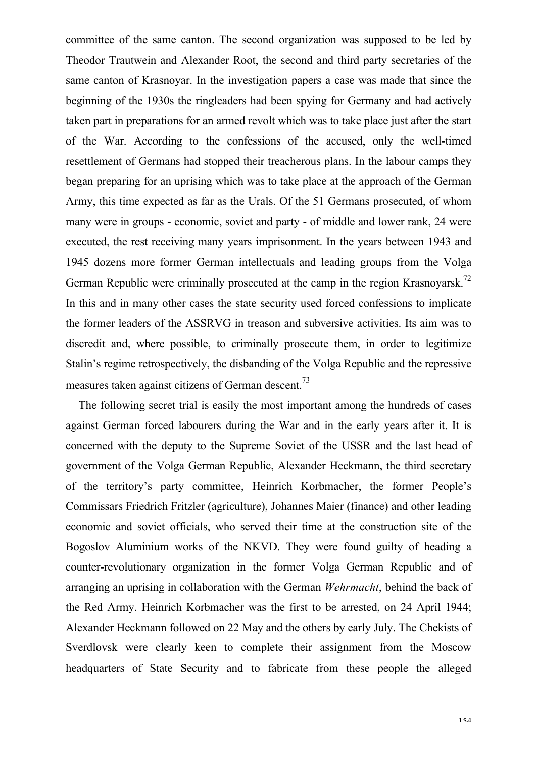committee of the same canton. The second organization was supposed to be led by Theodor Trautwein and Alexander Root, the second and third party secretaries of the same canton of Krasnoyar. In the investigation papers a case was made that since the beginning of the 1930s the ringleaders had been spying for Germany and had actively taken part in preparations for an armed revolt which was to take place just after the start of the War. According to the confessions of the accused, only the well-timed resettlement of Germans had stopped their treacherous plans. In the labour camps they began preparing for an uprising which was to take place at the approach of the German Army, this time expected as far as the Urals. Of the 51 Germans prosecuted, of whom many were in groups - economic, soviet and party - of middle and lower rank, 24 were executed, the rest receiving many years imprisonment. In the years between 1943 and 1945 dozens more former German intellectuals and leading groups from the Volga German Republic were criminally prosecuted at the camp in the region Krasnoyarsk.[72] In this and in many other cases the state security used forced confessions to implicate the former leaders of the ASSRVG in treason and subversive activities. Its aim was to discredit and, where possible, to criminally prosecute them, in order to legitimize Stalin's regime retrospectively, the disbanding of the Volga Republic and the repressive measures taken against citizens of German descent.[73]

The following secret trial is easily the most important among the hundreds of cases against German forced labourers during the War and in the early years after it. It is concerned with the deputy to the Supreme Soviet of the USSR and the last head of government of the Volga German Republic, Alexander Heckmann, the third secretary of the territory's party committee, Heinrich Korbmacher, the former People's Commissars Friedrich Fritzler (agriculture), Johannes Maier (finance) and other leading economic and soviet officials, who served their time at the construction site of the Bogoslov Aluminium works of the NKVD. They were found guilty of heading a counter-revolutionary organization in the former Volga German Republic and of arranging an uprising in collaboration with the German *Wehrmacht*, behind the back of the Red Army. Heinrich Korbmacher was the first to be arrested, on 24 April 1944; Alexander Heckmann followed on 22 May and the others by early July. The Chekists of Sverdlovsk were clearly keen to complete their assignment from the Moscow headquarters of State Security and to fabricate from these people the alleged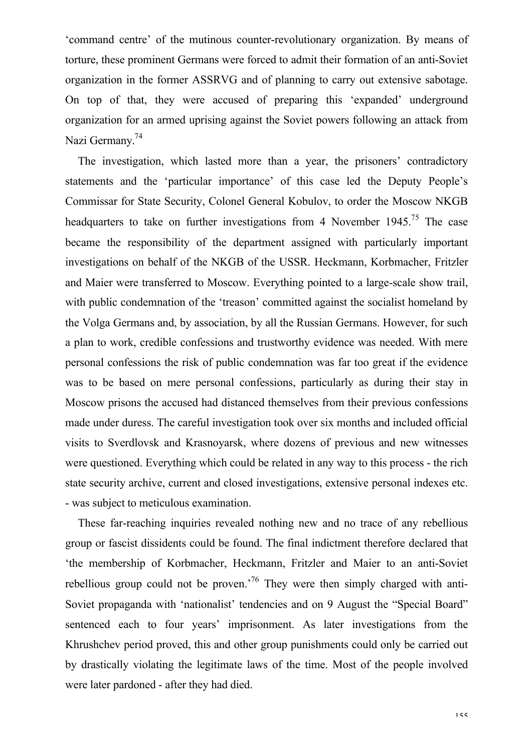'command centre' of the mutinous counter-revolutionary organization. By means of torture, these prominent Germans were forced to admit their formation of an anti-Soviet organization in the former ASSRVG and of planning to carry out extensive sabotage. On top of that, they were accused of preparing this 'expanded' underground organization for an armed uprising against the Soviet powers following an attack from Nazi Germany.[74]

The investigation, which lasted more than a year, the prisoners' contradictory statements and the 'particular importance' of this case led the Deputy People's Commissar for State Security, Colonel General Kobulov, to order the Moscow NKGB headquarters to take on further investigations from 4 November 1945.[75] The case became the responsibility of the department assigned with particularly important investigations on behalf of the NKGB of the USSR. Heckmann, Korbmacher, Fritzler and Maier were transferred to Moscow. Everything pointed to a large-scale show trail, with public condemnation of the 'treason' committed against the socialist homeland by the Volga Germans and, by association, by all the Russian Germans. However, for such a plan to work, credible confessions and trustworthy evidence was needed. With mere personal confessions the risk of public condemnation was far too great if the evidence was to be based on mere personal confessions, particularly as during their stay in Moscow prisons the accused had distanced themselves from their previous confessions made under duress. The careful investigation took over six months and included official visits to Sverdlovsk and Krasnoyarsk, where dozens of previous and new witnesses were questioned. Everything which could be related in any way to this process - the rich state security archive, current and closed investigations, extensive personal indexes etc. - was subject to meticulous examination.

These far-reaching inquiries revealed nothing new and no trace of any rebellious group or fascist dissidents could be found. The final indictment therefore declared that 'the membership of Korbmacher, Heckmann, Fritzler and Maier to an anti-Soviet rebellious group could not be proven.'[76] They were then simply charged with anti-Soviet propaganda with 'nationalist' tendencies and on 9 August the "Special Board" sentenced each to four years' imprisonment. As later investigations from the Khrushchev period proved, this and other group punishments could only be carried out by drastically violating the legitimate laws of the time. Most of the people involved were later pardoned - after they had died.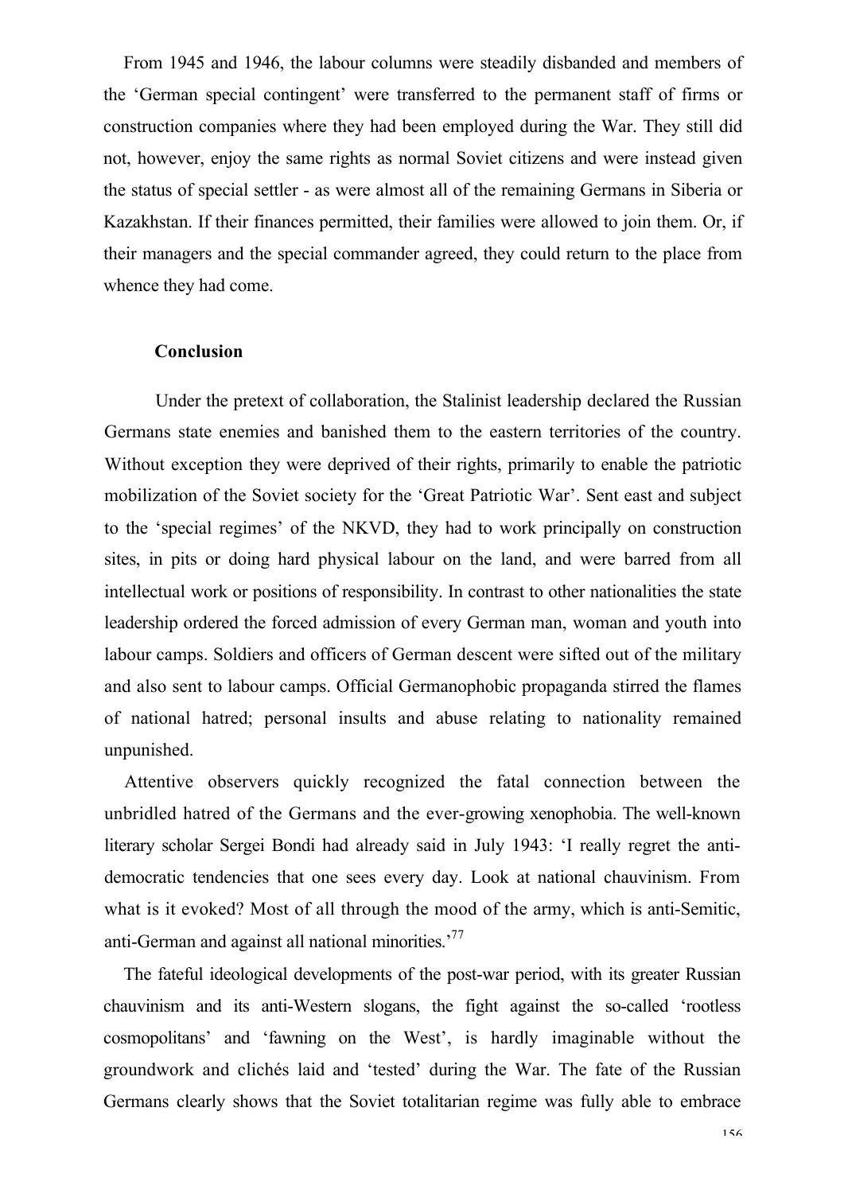From 1945 and 1946, the labour columns were steadily disbanded and members of the 'German special contingent' were transferred to the permanent staff of firms or construction companies where they had been employed during the War. They still did not, however, enjoy the same rights as normal Soviet citizens and were instead given the status of special settler - as were almost all of the remaining Germans in Siberia or Kazakhstan. If their finances permitted, their families were allowed to join them. Or, if their managers and the special commander agreed, they could return to the place from whence they had come.

## Conclusion

Under the pretext of collaboration, the Stalinist leadership declared the Russian Germans state enemies and banished them to the eastern territories of the country. Without exception they were deprived of their rights, primarily to enable the patriotic mobilization of the Soviet society for the 'Great Patriotic War'. Sent east and subject to the 'special regimes' of the NKVD, they had to work principally on construction sites, in pits or doing hard physical labour on the land, and were barred from all intellectual work or positions of responsibility. In contrast to other nationalities the state leadership ordered the forced admission of every German man, woman and youth into labour camps. Soldiers and officers of German descent were sifted out of the military and also sent to labour camps. Official Germanophobic propaganda stirred the flames of national hatred; personal insults and abuse relating to nationality remained unpunished.

Attentive observers quickly recognized the fatal connection between the unbridled hatred of the Germans and the ever-growing xenophobia. The well-known literary scholar Sergei Bondi had already said in July 1943: 'I really regret the anti-democratic tendencies that one sees every day. Look at national chauvinism. From what is it evoked? Most of all through the mood of the army, which is anti-Semitic, anti-German and against all national minorities.'[77]

The fateful ideological developments of the post-war period, with its greater Russian chauvinism and its anti-Western slogans, the fight against the so-called 'rootless cosmopolitans' and 'fawning on the West', is hardly imaginable without the groundwork and clichés laid and 'tested' during the War. The fate of the Russian Germans clearly shows that the Soviet totalitarian regime was fully able to embrace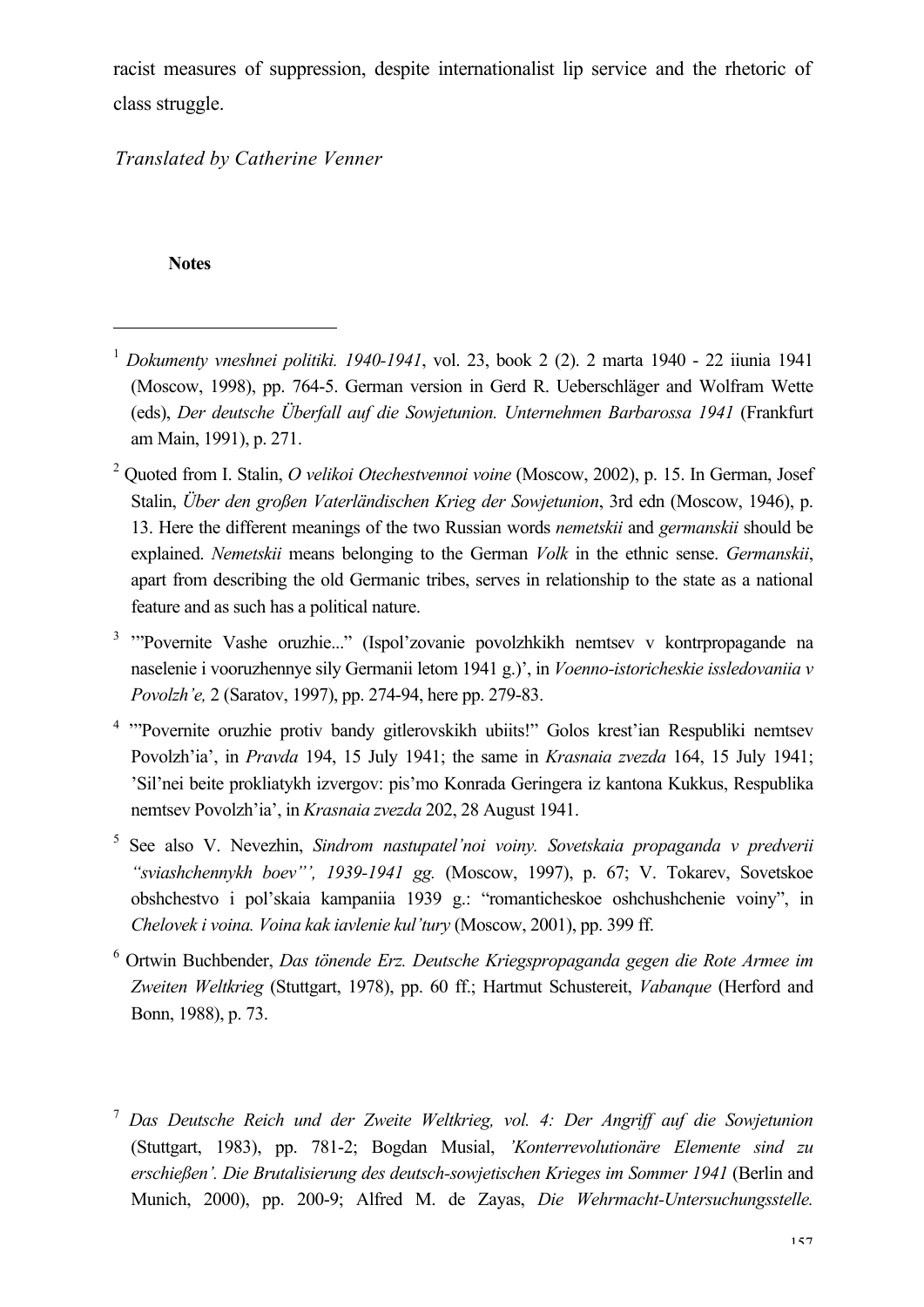racist measures of suppression, despite internationalist lip service and the rhetoric of class struggle.

*Translated by Catherine Venner*

**Notes**

[1] *Dokumenty vneshnei politiki. 1940-1941*, vol. 23, book 2 (2). 2 marta 1940 - 22 iiunia 1941 (Moscow, 1998), pp. 764-5. German version in Gerd R. Ueberschläger and Wolfram Wette (eds), *Der deutsche Überfall auf die Sowjetunion. Unternehmen Barbarossa 1941* (Frankfurt am Main, 1991), p. 271.

[2] Quoted from I. Stalin, *O velikoi Otechestvennoi voine* (Moscow, 2002), p. 15. In German, Josef Stalin, *Über den großen Vaterländischen Krieg der Sowjetunion*, 3rd edn (Moscow, 1946), p. 13. Here the different meanings of the two Russian words *nemetskii* and *germanskii* should be explained. *Nemetskii* means belonging to the German *Volk* in the ethnic sense. *Germanskii*, apart from describing the old Germanic tribes, serves in relationship to the state as a national feature and as such has a political nature.

[3] '"Povernite Vashe oruzhie..." (Ispol'zovanie povolzhkikh nemtsev v kontrpropagande na naselenie i vooruzhennye sily Germanii letom 1941 g.)', in *Voenno-istoricheskie issledovaniia v Povolzh'e,* 2 (Saratov, 1997), pp. 274-94, here pp. 279-83.

[4] '"Povernite oruzhie protiv bandy gitlerovskikh ubiits!" Golos krest'ian Respubliki nemtsev Povolzh'ia', in *Pravda* 194, 15 July 1941; the same in *Krasnaia zvezda* 164, 15 July 1941; 'Sil'nei beite prokliatykh izvergov: pis'mo Konrada Geringera iz kantona Kukkus, Respublika nemtsev Povolzh'ia', in *Krasnaia zvezda* 202, 28 August 1941.

[5] See also V. Nevezhin, *Sindrom nastupatel'noi voiny. Sovetskaia propaganda v predverii "sviashchennykh boev"', 1939-1941 gg.* (Moscow, 1997), p. 67; V. Tokarev, Sovetskoe obshchestvo i pol'skaia kampaniia 1939 g.: "romanticheskoe oshchushchenie voiny", in *Chelovek i voina. Voina kak iavlenie kul'tury* (Moscow, 2001), pp. 399 ff.

[6] Ortwin Buchbender, *Das tönende Erz. Deutsche Kriegspropaganda gegen die Rote Armee im Zweiten Weltkrieg* (Stuttgart, 1978), pp. 60 ff.; Hartmut Schustereit, *Vabanque* (Herford and Bonn, 1988), p. 73.

[7] *Das Deutsche Reich und der Zweite Weltkrieg, vol. 4: Der Angriff auf die Sowjetunion* (Stuttgart, 1983), pp. 781-2; Bogdan Musial, *'Konterrevolutionäre Elemente sind zu erschießen'. Die Brutalisierung des deutsch-sowjetischen Krieges im Sommer 1941* (Berlin and Munich, 2000), pp. 200-9; Alfred M. de Zayas, *Die Wehrmacht-Untersuchungsstelle.*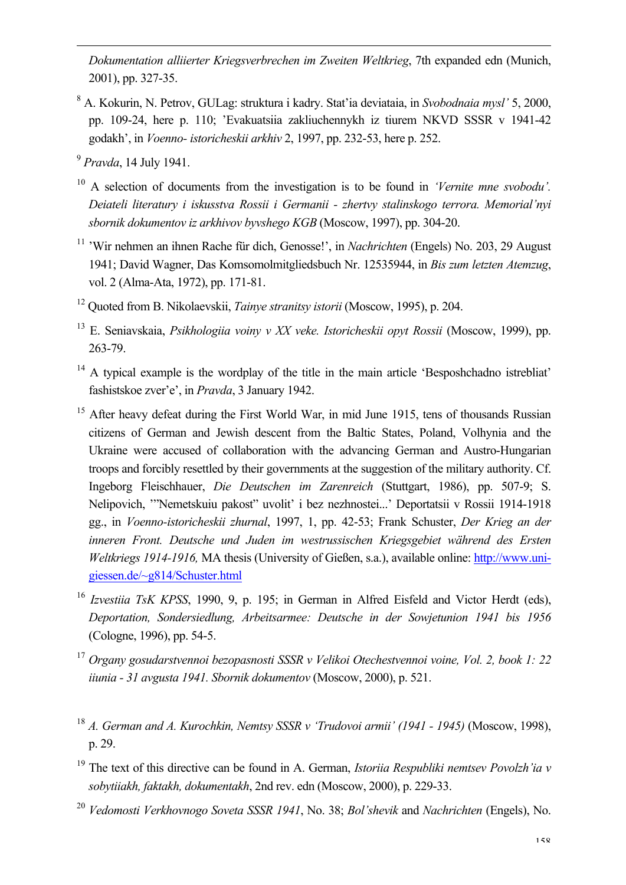*Dokumentation alliierter Kriegsverbrechen im Zweiten Weltkrieg*, 7th expanded edn (Munich, 2001), pp. 327-35.

[8] A. Kokurin, N. Petrov, GULag: struktura i kadry. Stat'ia deviataia, in *Svobodnaia mysl'* 5, 2000, pp. 109-24, here p. 110; 'Evakuatsiia zakliuchennykh iz tiurem NKVD SSSR v 1941-42 godakh', in *Voenno- istoricheskii arkhiv* 2, 1997, pp. 232-53, here p. 252.

[9] *Pravda*, 14 July 1941.

[10] A selection of documents from the investigation is to be found in *'Vernite mne svobodu'. Deiateli literatury i iskusstva Rossii i Germanii - zhertvy stalinskogo terrora. Memorial'nyi sbornik dokumentov iz arkhivov byvshego KGB* (Moscow, 1997), pp. 304-20.

[11] 'Wir nehmen an ihnen Rache für dich, Genosse!', in *Nachrichten* (Engels) No. 203, 29 August 1941; David Wagner, Das Komsomolmitgliedsbuch Nr. 12535944, in *Bis zum letzten Atemzug*, vol. 2 (Alma-Ata, 1972), pp. 171-81.

[12] Quoted from B. Nikolaevskii, *Tainye stranitsy istorii* (Moscow, 1995), p. 204.

[13] E. Seniavskaia, *Psikhologiia voiny v XX veke. Istoricheskii opyt Rossii* (Moscow, 1999), pp. 263-79.

[14] A typical example is the wordplay of the title in the main article 'Besposhchadno istrebliat' fashistskoe zver'e', in *Pravda*, 3 January 1942.

[15] After heavy defeat during the First World War, in mid June 1915, tens of thousands Russian citizens of German and Jewish descent from the Baltic States, Poland, Volhynia and the Ukraine were accused of collaboration with the advancing German and Austro-Hungarian troops and forcibly resettled by their governments at the suggestion of the military authority. Cf. Ingeborg Fleischhauer, *Die Deutschen im Zarenreich* (Stuttgart, 1986), pp. 507-9; S. Nelipovich, '"Nemetskuiu pakost" uvolit' i bez nezhnostei...' Deportatsii v Rossii 1914-1918 gg., in *Voenno-istoricheskii zhurnal*, 1997, 1, pp. 42-53; Frank Schuster, *Der Krieg an der inneren Front. Deutsche und Juden im westrussischen Kriegsgebiet während des Ersten Weltkriegs 1914-1916,* MA thesis (University of Gießen, s.a.), available online: http://www.uni-giessen.de/~g814/Schuster.html

[16] *Izvestiia TsK KPSS*, 1990, 9, p. 195; in German in Alfred Eisfeld and Victor Herdt (eds), *Deportation, Sondersiedlung, Arbeitsarmee: Deutsche in der Sowjetunion 1941 bis 1956* (Cologne, 1996), pp. 54-5.

[17] *Organy gosudarstvennoi bezopasnosti SSSR v Velikoi Otechestvennoi voine, Vol. 2, book 1: 22 iiunia - 31 avgusta 1941. Sbornik dokumentov* (Moscow, 2000), p. 521.

[18] *A. German and A. Kurochkin, Nemtsy SSSR v 'Trudovoi armii' (1941 - 1945)* (Moscow, 1998), p. 29.

[19] The text of this directive can be found in A. German, *Istoriia Respubliki nemtsev Povolzh'ia v sobytiiakh, faktakh, dokumentakh*, 2nd rev. edn (Moscow, 2000), p. 229-33.

[20] *Vedomosti Verkhovnogo Soveta SSSR 1941*, No. 38; *Bol'shevik* and *Nachrichten* (Engels), No.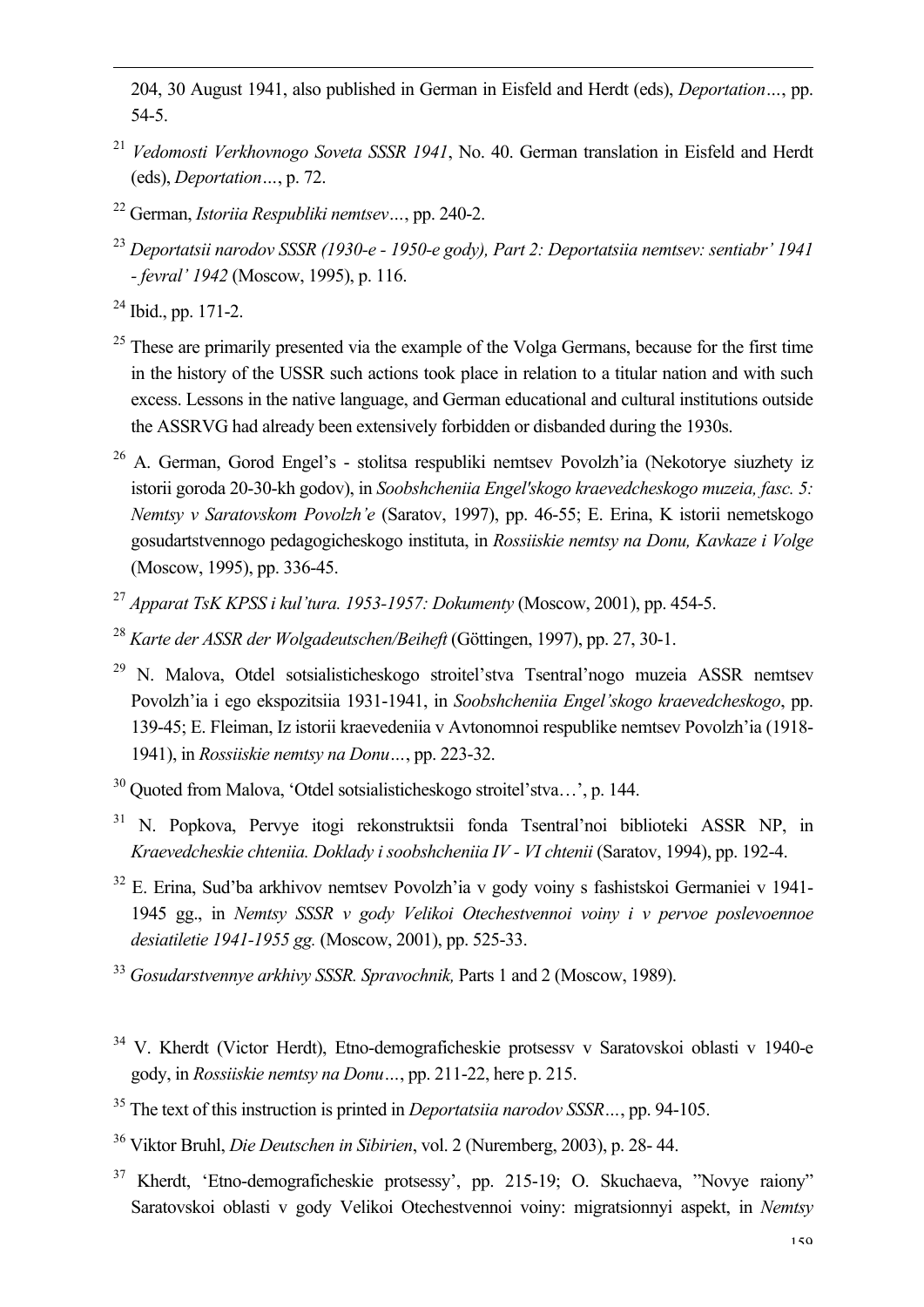204, 30 August 1941, also published in German in Eisfeld and Herdt (eds), *Deportation…*, pp. 54-5.

[21] *Vedomosti Verkhovnogo Soveta SSSR 1941*, No. 40. German translation in Eisfeld and Herdt (eds), *Deportation…*, p. 72.

[22] German, *Istoriia Respubliki nemtsev…*, pp. 240-2.

[23] *Deportatsii narodov SSSR (1930-e - 1950-e gody), Part 2: Deportatsiia nemtsev: sentiabr' 1941 - fevral' 1942* (Moscow, 1995), p. 116.

[24] Ibid., pp. 171-2.

[25] These are primarily presented via the example of the Volga Germans, because for the first time in the history of the USSR such actions took place in relation to a titular nation and with such excess. Lessons in the native language, and German educational and cultural institutions outside the ASSRVG had already been extensively forbidden or disbanded during the 1930s.

[26] A. German, Gorod Engel's - stolitsa respubliki nemtsev Povolzh'ia (Nekotorye siuzhety iz istorii goroda 20-30-kh godov), in *Soobshcheniia Engel'skogo kraevedcheskogo muzeia, fasc. 5: Nemtsy v Saratovskom Povolzh'e* (Saratov, 1997), pp. 46-55; E. Erina, K istorii nemetskogo gosudartstvennogo pedagogicheskogo instituta, in *Rossiiskie nemtsy na Donu, Kavkaze i Volge* (Moscow, 1995), pp. 336-45.

[27] *Apparat TsK KPSS i kul'tura. 1953-1957: Dokumenty* (Moscow, 2001), pp. 454-5.

[28] *Karte der ASSR der Wolgadeutschen/Beiheft* (Göttingen, 1997), pp. 27, 30-1.

[29] N. Malova, Otdel sotsialisticheskogo stroitel'stva Tsentral'nogo muzeia ASSR nemtsev Povolzh'ia i ego ekspozitsiia 1931-1941, in *Soobshcheniia Engel'skogo kraevedcheskogo*, pp. 139-45; E. Fleiman, Iz istorii kraevedeniia v Avtonomnoi respublike nemtsev Povolzh'ia (1918-1941), in *Rossiiskie nemtsy na Donu…*, pp. 223-32.

[30] Quoted from Malova, 'Otdel sotsialisticheskogo stroitel'stva…', p. 144.

[31] N. Popkova, Pervye itogi rekonstruktsii fonda Tsentral'noi biblioteki ASSR NP, in *Kraevedcheskie chteniia. Doklady i soobshcheniia IV - VI chtenii* (Saratov, 1994), pp. 192-4.

[32] E. Erina, Sud'ba arkhivov nemtsev Povolzh'ia v gody voiny s fashistskoi Germaniei v 1941-1945 gg., in *Nemtsy SSSR v gody Velikoi Otechestvennoi voiny i v pervoe poslevoennoe desiatiletie 1941-1955 gg.* (Moscow, 2001), pp. 525-33.

[33] *Gosudarstvennye arkhivy SSSR. Spravochnik,* Parts 1 and 2 (Moscow, 1989).

[34] V. Kherdt (Victor Herdt), Etno-demograficheskie protsessv v Saratovskoi oblasti v 1940-e gody, in *Rossiiskie nemtsy na Donu…*, pp. 211-22, here p. 215.

[35] The text of this instruction is printed in *Deportatsiia narodov SSSR…*, pp. 94-105.

[36] Viktor Bruhl, *Die Deutschen in Sibirien*, vol. 2 (Nuremberg, 2003), p. 28- 44.

[37] Kherdt, 'Etno-demograficheskie protsessy', pp. 215-19; O. Skuchaeva, "Novye raiony" Saratovskoi oblasti v gody Velikoi Otechestvennoi voiny: migratsionnyi aspekt, in *Nemtsy*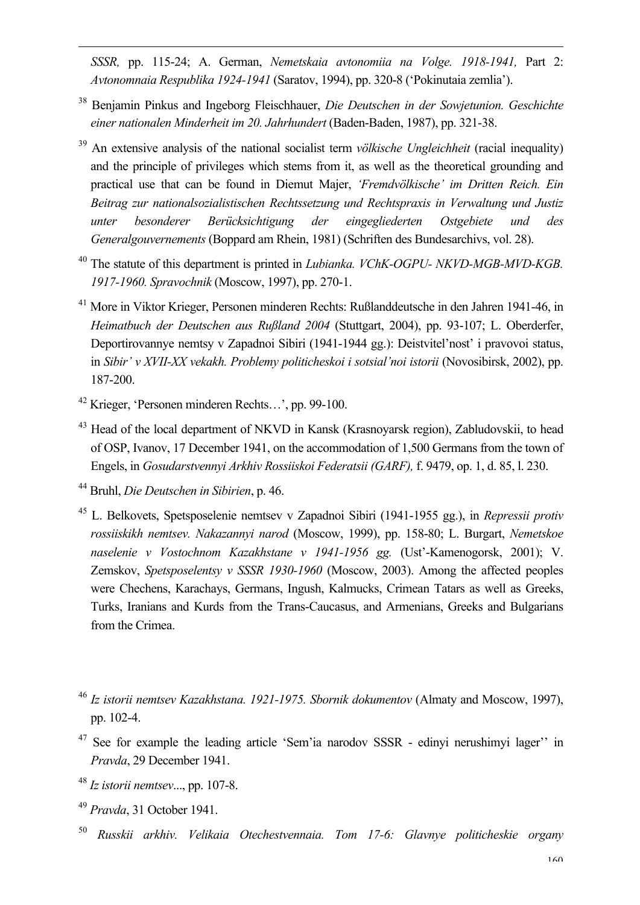*SSSR,* pp. 115-24; A. German, *Nemetskaia avtonomiia na Volge. 1918-1941,* Part 2: *Avtonomnaia Respublika 1924-1941* (Saratov, 1994), pp. 320-8 ('Pokinutaia zemlia').

[38] Benjamin Pinkus and Ingeborg Fleischhauer, *Die Deutschen in der Sowjetunion. Geschichte einer nationalen Minderheit im 20. Jahrhundert* (Baden-Baden, 1987), pp. 321-38.

[39] An extensive analysis of the national socialist term *völkische Ungleichheit* (racial inequality) and the principle of privileges which stems from it, as well as the theoretical grounding and practical use that can be found in Diemut Majer, *'Fremdvölkische' im Dritten Reich. Ein Beitrag zur nationalsozialistischen Rechtssetzung und Rechtspraxis in Verwaltung und Justiz unter besonderer Berücksichtigung der eingegliederten Ostgebiete und des Generalgouvernements* (Boppard am Rhein, 1981) (Schriften des Bundesarchivs, vol. 28).

[40] The statute of this department is printed in *Lubianka. VChK-OGPU- NKVD-MGB-MVD-KGB. 1917-1960. Spravochnik* (Moscow, 1997), pp. 270-1.

[41] More in Viktor Krieger, Personen minderen Rechts: Rußlanddeutsche in den Jahren 1941-46, in *Heimatbuch der Deutschen aus Rußland 2004* (Stuttgart, 2004), pp. 93-107; L. Oberderfer, Deportirovannye nemtsy v Zapadnoi Sibiri (1941-1944 gg.): Deistvitel'nost' i pravovoi status, in *Sibir' v XVII-XX vekakh. Problemy politicheskoi i sotsial'noi istorii* (Novosibirsk, 2002), pp. 187-200.

[42] Krieger, 'Personen minderen Rechts…', pp. 99-100.

[43] Head of the local department of NKVD in Kansk (Krasnoyarsk region), Zabludovskii, to head of OSP, Ivanov, 17 December 1941, on the accommodation of 1,500 Germans from the town of Engels, in *Gosudarstvennyi Arkhiv Rossiiskoi Federatsii (GARF),* f. 9479, op. 1, d. 85, l. 230.

[44] Bruhl, *Die Deutschen in Sibirien*, p. 46.

[45] L. Belkovets, Spetsposelenie nemtsev v Zapadnoi Sibiri (1941-1955 gg.), in *Repressii protiv rossiiskikh nemtsev. Nakazannyi narod* (Moscow, 1999), pp. 158-80; L. Burgart, *Nemetskoe naselenie v Vostochnom Kazakhstane v 1941-1956 gg.* (Ust'-Kamenogorsk, 2001); V. Zemskov, *Spetsposelentsy v SSSR 1930-1960* (Moscow, 2003). Among the affected peoples were Chechens, Karachays, Germans, Ingush, Kalmucks, Crimean Tatars as well as Greeks, Turks, Iranians and Kurds from the Trans-Caucasus, and Armenians, Greeks and Bulgarians from the Crimea.

[46] *Iz istorii nemtsev Kazakhstana. 1921-1975. Sbornik dokumentov* (Almaty and Moscow, 1997), pp. 102-4.

[47] See for example the leading article 'Sem'ia narodov SSSR - edinyi nerushimyi lager'' in *Pravda*, 29 December 1941.

[48] *Iz istorii nemtsev*..., pp. 107-8.

[49] *Pravda*, 31 October 1941.

[50] *Russkii arkhiv. Velikaia Otechestvennaia. Tom 17-6: Glavnye politicheskie organy*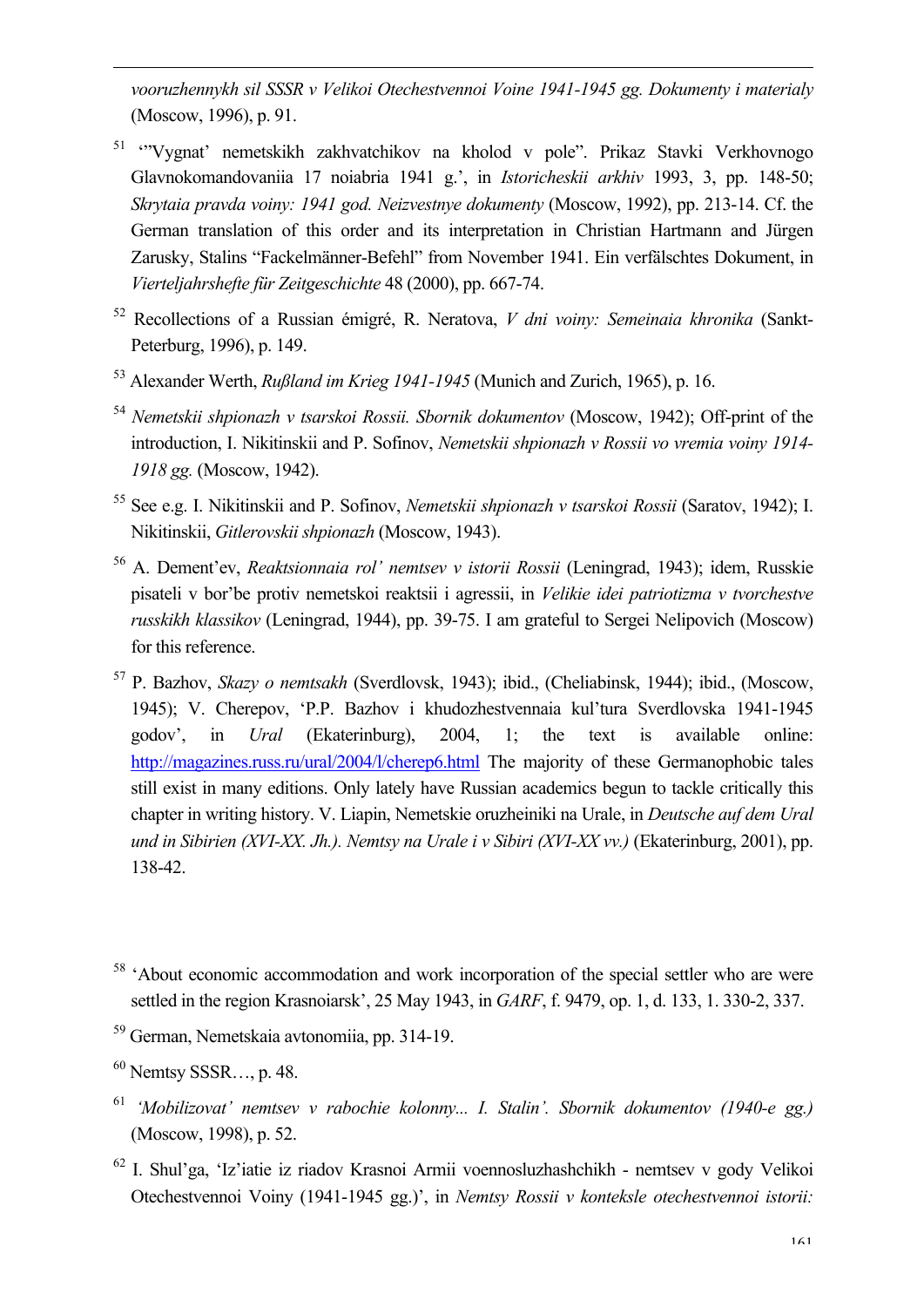*vooruzhennykh sil SSSR v Velikoi Otechestvennoi Voine 1941-1945 gg. Dokumenty i materialy* (Moscow, 1996), p. 91.

[51] '"Vygnat' nemetskikh zakhvatchikov na kholod v pole". Prikaz Stavki Verkhovnogo Glavnokomandovaniia 17 noiabria 1941 g.', in *Istoricheskii arkhiv* 1993, 3, pp. 148-50; *Skrytaia pravda voiny: 1941 god. Neizvestnye dokumenty* (Moscow, 1992), pp. 213-14. Cf. the German translation of this order and its interpretation in Christian Hartmann and Jürgen Zarusky, Stalins "Fackelmänner-Befehl" from November 1941. Ein verfälschtes Dokument, in *Vierteljahrshefte für Zeitgeschichte* 48 (2000), pp. 667-74.

[52] Recollections of a Russian émigré, R. Neratova, *V dni voiny: Semeinaia khronika* (Sankt-Peterburg, 1996), p. 149.

[53] Alexander Werth, *Rußland im Krieg 1941-1945* (Munich and Zurich, 1965), p. 16.

[54] *Nemetskii shpionazh v tsarskoi Rossii. Sbornik dokumentov* (Moscow, 1942); Off-print of the introduction, I. Nikitinskii and P. Sofinov, *Nemetskii shpionazh v Rossii vo vremia voiny 1914-1918 gg.* (Moscow, 1942).

[55] See e.g. I. Nikitinskii and P. Sofinov, *Nemetskii shpionazh v tsarskoi Rossii* (Saratov, 1942); I. Nikitinskii, *Gitlerovskii shpionazh* (Moscow, 1943).

[56] A. Dement'ev, *Reaktsionnaia rol' nemtsev v istorii Rossii* (Leningrad, 1943); idem, Russkie pisateli v bor'be protiv nemetskoi reaktsii i agressii, in *Velikie idei patriotizma v tvorchestve russkikh klassikov* (Leningrad, 1944), pp. 39-75. I am grateful to Sergei Nelipovich (Moscow) for this reference.

[57] P. Bazhov, *Skazy o nemtsakh* (Sverdlovsk, 1943); ibid., (Cheliabinsk, 1944); ibid., (Moscow, 1945); V. Cherepov, 'P.P. Bazhov i khudozhestvennaia kul'tura Sverdlovska 1941-1945 godov', in *Ural* (Ekaterinburg), 2004, 1; the text is available online: http://magazines.russ.ru/ural/2004/l/cherep6.html The majority of these Germanophobic tales still exist in many editions. Only lately have Russian academics begun to tackle critically this chapter in writing history. V. Liapin, Nemetskie oruzheiniki na Urale, in *Deutsche auf dem Ural und in Sibirien (XVI-XX. Jh.). Nemtsy na Urale i v Sibiri (XVI-XX vv.)* (Ekaterinburg, 2001), pp. 138-42.

[58] 'About economic accommodation and work incorporation of the special settler who are were settled in the region Krasnoiarsk', 25 May 1943, in *GARF*, f. 9479, op. 1, d. 133, 1. 330-2, 337.

[59] German, Nemetskaia avtonomiia, pp. 314-19.

[60] Nemtsy SSSR…, p. 48.

[61] *'Mobilizovat' nemtsev v rabochie kolonny... I. Stalin'. Sbornik dokumentov (1940-e gg.)* (Moscow, 1998), p. 52.

[62] I. Shul'ga, 'Iz'iatie iz riadov Krasnoi Armii voennosluzhashchikh - nemtsev v gody Velikoi Otechestvennoi Voiny (1941-1945 gg.)', in *Nemtsy Rossii v konteksle otechestvennoi istorii:*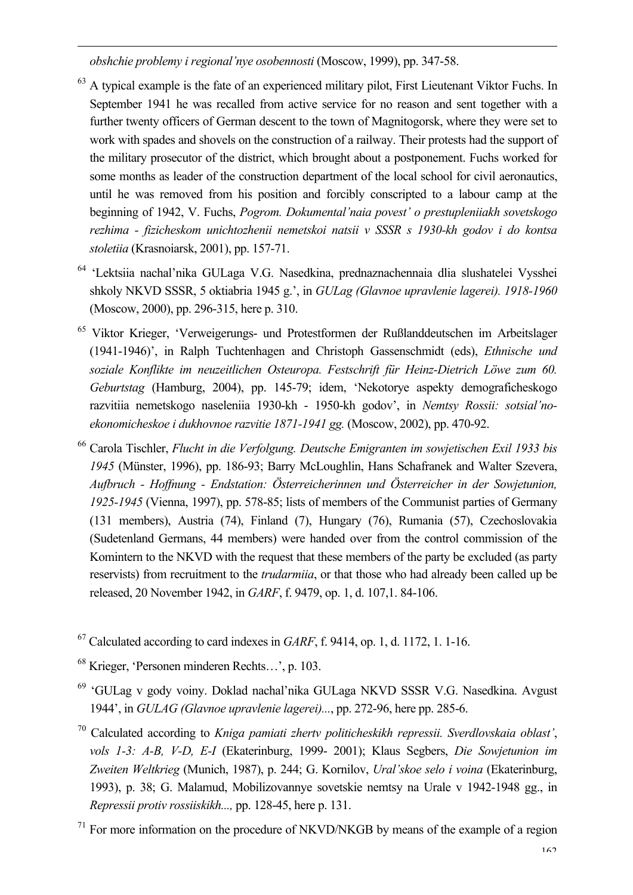*obshchie problemy i regional'nye osobennosti* (Moscow, 1999), pp. 347-58.

[63] A typical example is the fate of an experienced military pilot, First Lieutenant Viktor Fuchs. In September 1941 he was recalled from active service for no reason and sent together with a further twenty officers of German descent to the town of Magnitogorsk, where they were set to work with spades and shovels on the construction of a railway. Their protests had the support of the military prosecutor of the district, which brought about a postponement. Fuchs worked for some months as leader of the construction department of the local school for civil aeronautics, until he was removed from his position and forcibly conscripted to a labour camp at the beginning of 1942, V. Fuchs, *Pogrom. Dokumental'naia povest' o prestupleniiakh sovetskogo rezhima - fizicheskom unichtozhenii nemetskoi natsii v SSSR s 1930-kh godov i do kontsa stoletiia* (Krasnoiarsk, 2001), pp. 157-71.

[64] 'Lektsiia nachal'nika GULaga V.G. Nasedkina, prednaznachennaia dlia slushatelei Vysshei shkoly NKVD SSSR, 5 oktiabria 1945 g.', in *GULag (Glavnoe upravlenie lagerei). 1918-1960* (Moscow, 2000), pp. 296-315, here p. 310.

[65] Viktor Krieger, 'Verweigerungs- und Protestformen der Rußlanddeutschen im Arbeitslager (1941-1946)', in Ralph Tuchtenhagen and Christoph Gassenschmidt (eds), *Ethnische und soziale Konflikte im neuzeitlichen Osteuropa. Festschrift für Heinz-Dietrich Löwe zum 60. Geburtstag* (Hamburg, 2004), pp. 145-79; idem, 'Nekotorye aspekty demograficheskogo razvitiia nemetskogo naseleniia 1930-kh - 1950-kh godov', in *Nemtsy Rossii: sotsial'no-ekonomicheskoe i dukhovnoe razvitie 1871-1941 gg.* (Moscow, 2002), pp. 470-92.

[66] Carola Tischler, *Flucht in die Verfolgung. Deutsche Emigranten im sowjetischen Exil 1933 bis 1945* (Münster, 1996), pp. 186-93; Barry McLoughlin, Hans Schafranek and Walter Szevera, *Aufbruch - Hoffnung - Endstation: Österreicherinnen und Österreicher in der Sowjetunion, 1925-1945* (Vienna, 1997), pp. 578-85; lists of members of the Communist parties of Germany (131 members), Austria (74), Finland (7), Hungary (76), Rumania (57), Czechoslovakia (Sudetenland Germans, 44 members) were handed over from the control commission of the Komintern to the NKVD with the request that these members of the party be excluded (as party reservists) from recruitment to the *trudarmiia*, or that those who had already been called up be released, 20 November 1942, in *GARF*, f. 9479, op. 1, d. 107,1. 84-106.

[67] Calculated according to card indexes in *GARF*, f. 9414, op. 1, d. 1172, 1. 1-16.

[68] Krieger, 'Personen minderen Rechts…', p. 103.

[69] 'GULag v gody voiny. Doklad nachal'nika GULaga NKVD SSSR V.G. Nasedkina. Avgust 1944', in *GULAG (Glavnoe upravlenie lagerei)...*, pp. 272-96, here pp. 285-6.

[70] Calculated according to *Kniga pamiati zhertv politicheskikh repressii. Sverdlovskaia oblast', vols 1-3: A-B, V-D, E-I* (Ekaterinburg, 1999- 2001); Klaus Segbers, *Die Sowjetunion im Zweiten Weltkrieg* (Munich, 1987), p. 244; G. Kornilov, *Ural'skoe selo i voina* (Ekaterinburg, 1993), p. 38; G. Malamud, Mobilizovannye sovetskie nemtsy na Urale v 1942-1948 gg., in *Repressii protiv rossiiskikh...,* pp. 128-45, here p. 131.

[71] For more information on the procedure of NKVD/NKGB by means of the example of a region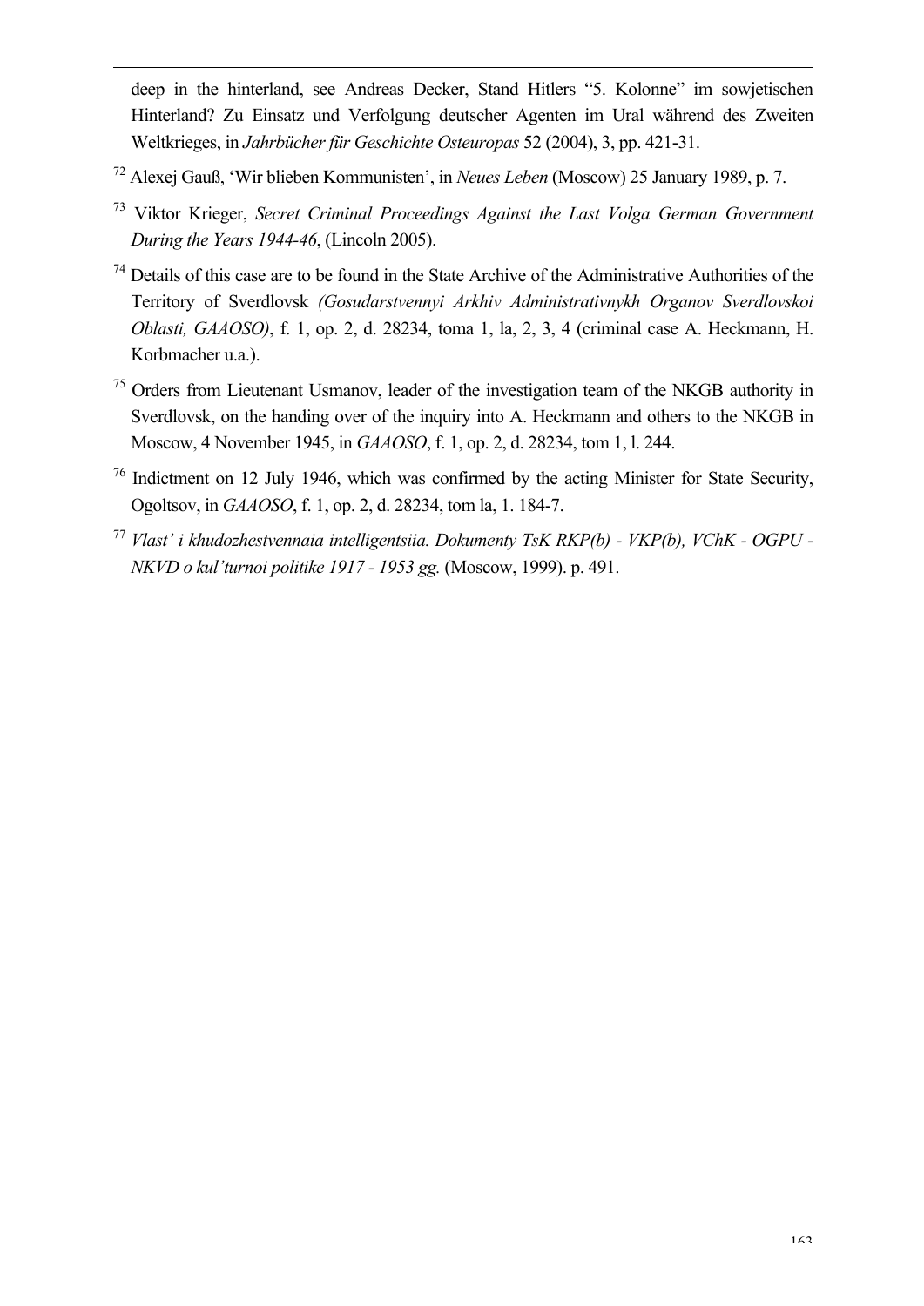deep in the hinterland, see Andreas Decker, Stand Hitlers “5. Kolonne” im sowjetischen Hinterland? Zu Einsatz und Verfolgung deutscher Agenten im Ural während des Zweiten Weltkrieges, in *Jahrbücher für Geschichte Osteuropas* 52 (2004), 3, pp. 421-31.

[72] Alexej Gauß, ‘Wir blieben Kommunisten’, in *Neues Leben* (Moscow) 25 January 1989, p. 7.

[73] Viktor Krieger, *Secret Criminal Proceedings Against the Last Volga German Government During the Years 1944-46*, (Lincoln 2005).

[74] Details of this case are to be found in the State Archive of the Administrative Authorities of the Territory of Sverdlovsk *(Gosudarstvennyi Arkhiv Administrativnykh Organov Sverdlovskoi Oblasti, GAAOSO)*, f. 1, op. 2, d. 28234, toma 1, la, 2, 3, 4 (criminal case A. Heckmann, H. Korbmacher u.a.).

[75] Orders from Lieutenant Usmanov, leader of the investigation team of the NKGB authority in Sverdlovsk, on the handing over of the inquiry into A. Heckmann and others to the NKGB in Moscow, 4 November 1945, in *GAAOSO*, f. 1, op. 2, d. 28234, tom 1, l. 244.

[76] Indictment on 12 July 1946, which was confirmed by the acting Minister for State Security, Ogoltsov, in *GAAOSO*, f. 1, op. 2, d. 28234, tom la, 1. 184-7.

[77] *Vlast’ i khudozhestvennaia intelligentsiia. Dokumenty TsK RKP(b) - VKP(b), VChK - OGPU - NKVD o kul’turnoi politike 1917 - 1953 gg.* (Moscow, 1999). p. 491.